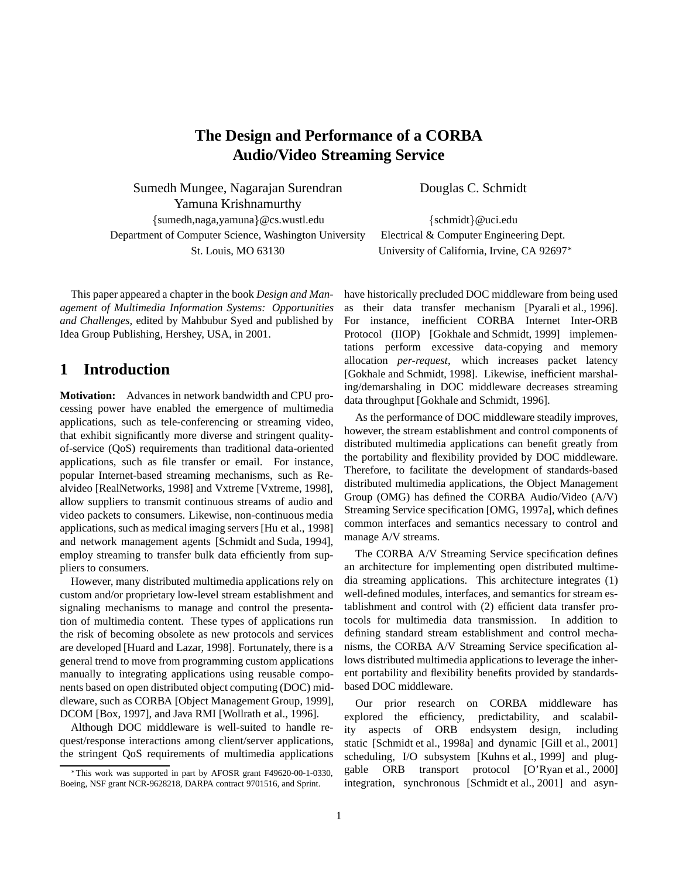# The Design and Performance of a CORBA Audio/Video Streaming Service

Sumedh Mungee, Nagarajan Surendran
Yamuna Krishnamurthy
{sumedh,naga,yamuna}@cs.wustl.edu
Department of Computer Science, Washington University
St. Louis, MO 63130

Douglas C. Schmidt
{schmidt}@uci.edu
Electrical & Computer Engineering Dept.
University of California, Irvine, CA 92697*

This paper appeared a chapter in the book *Design and Management of Multimedia Information Systems: Opportunities and Challenges*, edited by Mahbubur Syed and published by Idea Group Publishing, Hershey, USA, in 2001.

## 1 Introduction

**Motivation:** Advances in network bandwidth and CPU processing power have enabled the emergence of multimedia applications, such as tele-conferencing or streaming video, that exhibit significantly more diverse and stringent quality-of-service (QoS) requirements than traditional data-oriented applications, such as file transfer or email. For instance, popular Internet-based streaming mechanisms, such as Realvideo [RealNetworks, 1998] and Vxtreme [Vxtreme, 1998], allow suppliers to transmit continuous streams of audio and video packets to consumers. Likewise, non-continuous media applications, such as medical imaging servers [Hu et al., 1998] and network management agents [Schmidt and Suda, 1994], employ streaming to transfer bulk data efficiently from suppliers to consumers.

However, many distributed multimedia applications rely on custom and/or proprietary low-level stream establishment and signaling mechanisms to manage and control the presentation of multimedia content. These types of applications run the risk of becoming obsolete as new protocols and services are developed [Huard and Lazar, 1998]. Fortunately, there is a general trend to move from programming custom applications manually to integrating applications using reusable components based on open distributed object computing (DOC) middleware, such as CORBA [Object Management Group, 1999], DCOM [Box, 1997], and Java RMI [Wollrath et al., 1996].

Although DOC middleware is well-suited to handle request/response interactions among client/server applications, the stringent QoS requirements of multimedia applications have historically precluded DOC middleware from being used as their data transfer mechanism [Pyarali et al., 1996]. For instance, inefficient CORBA Internet Inter-ORB Protocol (IIOP) [Gokhale and Schmidt, 1999] implementations perform excessive data-copying and memory allocation *per-request*, which increases packet latency [Gokhale and Schmidt, 1998]. Likewise, inefficient marshaling/demarshaling in DOC middleware decreases streaming data throughput [Gokhale and Schmidt, 1996].

As the performance of DOC middleware steadily improves, however, the stream establishment and control components of distributed multimedia applications can benefit greatly from the portability and flexibility provided by DOC middleware. Therefore, to facilitate the development of standards-based distributed multimedia applications, the Object Management Group (OMG) has defined the CORBA Audio/Video (A/V) Streaming Service specification [OMG, 1997a], which defines common interfaces and semantics necessary to control and manage A/V streams.

The CORBA A/V Streaming Service specification defines an architecture for implementing open distributed multimedia streaming applications. This architecture integrates (1) well-defined modules, interfaces, and semantics for stream establishment and control with (2) efficient data transfer protocols for multimedia data transmission. In addition to defining standard stream establishment and control mechanisms, the CORBA A/V Streaming Service specification allows distributed multimedia applications to leverage the inherent portability and flexibility benefits provided by standards-based DOC middleware.

Our prior research on CORBA middleware has explored the efficiency, predictability, and scalability aspects of ORB endsystem design, including static [Schmidt et al., 1998a] and dynamic [Gill et al., 2001] scheduling, I/O subsystem [Kuhns et al., 1999] and pluggable ORB transport protocol [O'Ryan et al., 2000] integration, synchronous [Schmidt et al., 2001] and asyn-

*This work was supported in part by AFOSR grant F49620-00-1-0330, Boeing, NSF grant NCR-9628218, DARPA contract 9701516, and Sprint.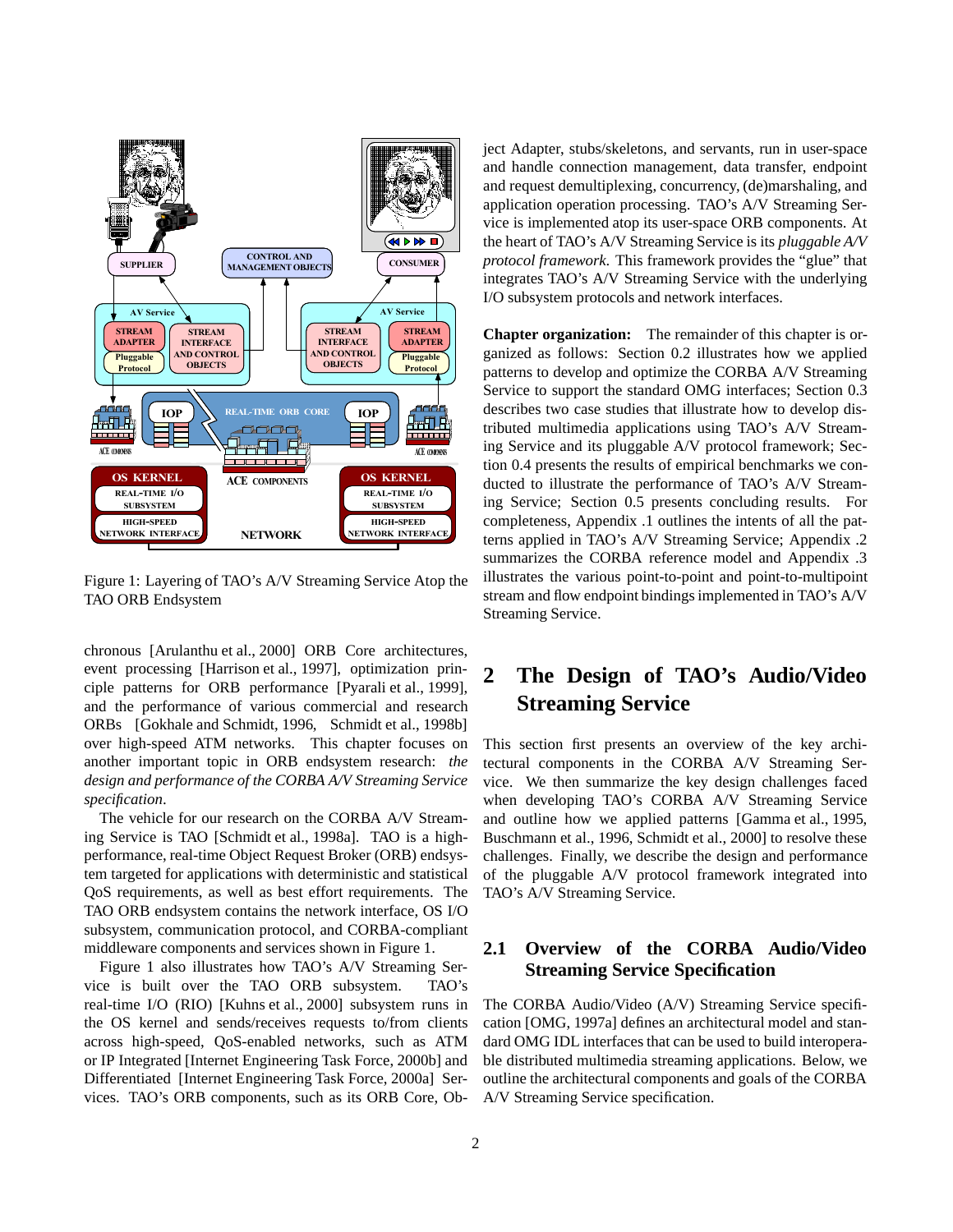Figure 1: Layering of TAO's A/V Streaming Service Atop the TAO ORB Endsystem

chronous [Arulanthu et al., 2000] ORB Core architectures, event processing [Harrison et al., 1997], optimization principle patterns for ORB performance [Pyarali et al., 1999], and the performance of various commercial and research ORBs [Gokhale and Schmidt, 1996, Schmidt et al., 1998b] over high-speed ATM networks. This chapter focuses on another important topic in ORB endsystem research: *the design and performance of the CORBA A/V Streaming Service specification*.

The vehicle for our research on the CORBA A/V Streaming Service is TAO [Schmidt et al., 1998a]. TAO is a high-performance, real-time Object Request Broker (ORB) endsystem targeted for applications with deterministic and statistical QoS requirements, as well as best effort requirements. The TAO ORB endsystem contains the network interface, OS I/O subsystem, communication protocol, and CORBA-compliant middleware components and services shown in Figure 1.

Figure 1 also illustrates how TAO's A/V Streaming Service is built over the TAO ORB subsystem. TAO's real-time I/O (RIO) [Kuhns et al., 2000] subsystem runs in the OS kernel and sends/receives requests to/from clients across high-speed, QoS-enabled networks, such as ATM or IP Integrated [Internet Engineering Task Force, 2000b] and Differentiated [Internet Engineering Task Force, 2000a] Services. TAO's ORB components, such as its ORB Core, Object Adapter, stubs/skeletons, and servants, run in user-space and handle connection management, data transfer, endpoint and request demultiplexing, concurrency, (de)marshaling, and application operation processing. TAO's A/V Streaming Service is implemented atop its user-space ORB components. At the heart of TAO's A/V Streaming Service is its *pluggable A/V protocol framework*. This framework provides the "glue" that integrates TAO's A/V Streaming Service with the underlying I/O subsystem protocols and network interfaces.

**Chapter organization:** The remainder of this chapter is organized as follows: Section 0.2 illustrates how we applied patterns to develop and optimize the CORBA A/V Streaming Service to support the standard OMG interfaces; Section 0.3 describes two case studies that illustrate how to develop distributed multimedia applications using TAO's A/V Streaming Service and its pluggable A/V protocol framework; Section 0.4 presents the results of empirical benchmarks we conducted to illustrate the performance of TAO's A/V Streaming Service; Section 0.5 presents concluding results. For completeness, Appendix .1 outlines the intents of all the patterns applied in TAO's A/V Streaming Service; Appendix .2 summarizes the CORBA reference model and Appendix .3 illustrates the various point-to-point and point-to-multipoint stream and flow endpoint bindings implemented in TAO's A/V Streaming Service.

## 2 The Design of TAO's Audio/Video Streaming Service

This section first presents an overview of the key architectural components in the CORBA A/V Streaming Service. We then summarize the key design challenges faced when developing TAO's CORBA A/V Streaming Service and outline how we applied patterns [Gamma et al., 1995, Buschmann et al., 1996, Schmidt et al., 2000] to resolve these challenges. Finally, we describe the design and performance of the pluggable A/V protocol framework integrated into TAO's A/V Streaming Service.

### 2.1 Overview of the CORBA Audio/Video Streaming Service Specification

The CORBA Audio/Video (A/V) Streaming Service specification [OMG, 1997a] defines an architectural model and standard OMG IDL interfaces that can be used to build interoperable distributed multimedia streaming applications. Below, we outline the architectural components and goals of the CORBA A/V Streaming Service specification.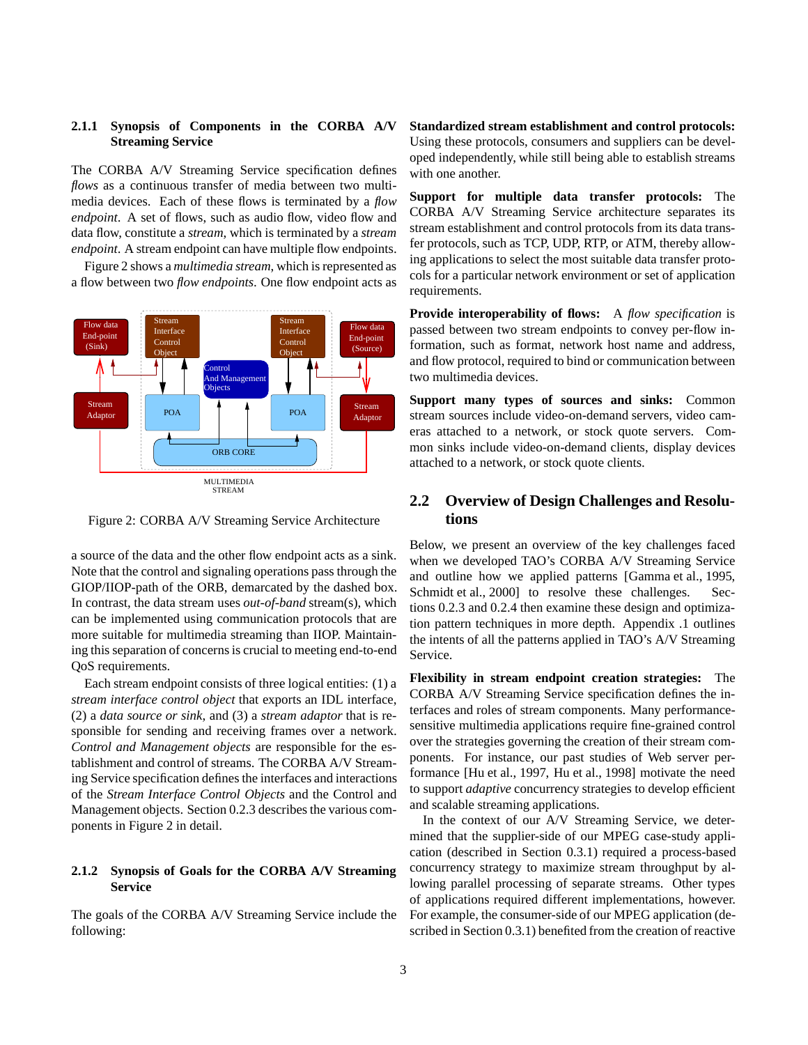#### 2.1.1 Synopsis of Components in the CORBA A/V Streaming Service

The CORBA A/V Streaming Service specification defines *flows* as a continuous transfer of media between two multimedia devices. Each of these flows is terminated by a *flow endpoint*. A set of flows, such as audio flow, video flow and data flow, constitute a *stream*, which is terminated by a *stream endpoint*. A stream endpoint can have multiple flow endpoints.

Figure 2 shows a *multimedia stream*, which is represented as a flow between two *flow endpoints*. One flow endpoint acts as a source of the data and the other flow endpoint acts as a sink. Note that the control and signaling operations pass through the GIOP/IIOP-path of the ORB, demarcated by the dashed box. In contrast, the data stream uses *out-of-band* stream(s), which can be implemented using communication protocols that are more suitable for multimedia streaming than IIOP. Maintaining this separation of concerns is crucial to meeting end-to-end QoS requirements.

Flow data End-point (Sink)
Stream Interface Control Object
Stream Interface Control Object
Flow data End-point (Source)
Control And Management Objects
Stream Adaptor
POA
POA
Stream Adaptor
ORB CORE
MULTIMEDIA STREAM

Figure 2: CORBA A/V Streaming Service Architecture

Each stream endpoint consists of three logical entities: (1) a *stream interface control object* that exports an IDL interface, (2) a *data source or sink*, and (3) a *stream adaptor* that is responsible for sending and receiving frames over a network. *Control and Management objects* are responsible for the establishment and control of streams. The CORBA A/V Streaming Service specification defines the interfaces and interactions of the *Stream Interface Control Objects* and the Control and Management objects. Section 0.2.3 describes the various components in Figure 2 in detail.

#### 2.1.2 Synopsis of Goals for the CORBA A/V Streaming Service

The goals of the CORBA A/V Streaming Service include the following:

**Standardized stream establishment and control protocols:** Using these protocols, consumers and suppliers can be developed independently, while still being able to establish streams with one another.

**Support for multiple data transfer protocols:** The CORBA A/V Streaming Service architecture separates its stream establishment and control protocols from its data transfer protocols, such as TCP, UDP, RTP, or ATM, thereby allowing applications to select the most suitable data transfer protocols for a particular network environment or set of application requirements.

**Provide interoperability of flows:** A *flow specification* is passed between two stream endpoints to convey per-flow information, such as format, network host name and address, and flow protocol, required to bind or communication between two multimedia devices.

**Support many types of sources and sinks:** Common stream sources include video-on-demand servers, video cameras attached to a network, or stock quote servers. Common sinks include video-on-demand clients, display devices attached to a network, or stock quote clients.

### 2.2 Overview of Design Challenges and Resolutions

Below, we present an overview of the key challenges faced when we developed TAO's CORBA A/V Streaming Service and outline how we applied patterns [Gamma et al., 1995, Schmidt et al., 2000] to resolve these challenges. Sections 0.2.3 and 0.2.4 then examine these design and optimization pattern techniques in more depth. Appendix .1 outlines the intents of all the patterns applied in TAO's A/V Streaming Service.

**Flexibility in stream endpoint creation strategies:** The CORBA A/V Streaming Service specification defines the interfaces and roles of stream components. Many performance-sensitive multimedia applications require fine-grained control over the strategies governing the creation of their stream components. For instance, our past studies of Web server performance [Hu et al., 1997, Hu et al., 1998] motivate the need to support *adaptive* concurrency strategies to develop efficient and scalable streaming applications.

In the context of our A/V Streaming Service, we determined that the supplier-side of our MPEG case-study application (described in Section 0.3.1) required a process-based concurrency strategy to maximize stream throughput by allowing parallel processing of separate streams. Other types of applications required different implementations, however. For example, the consumer-side of our MPEG application (described in Section 0.3.1) benefited from the creation of reactive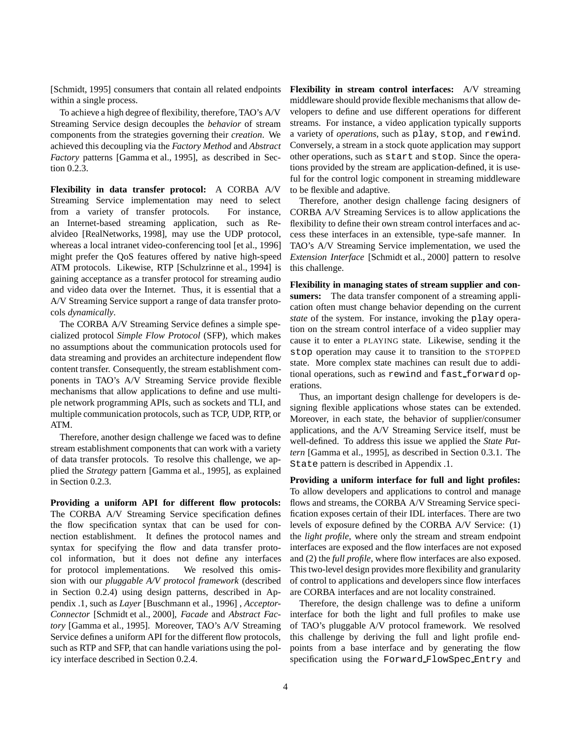[Schmidt, 1995] consumers that contain all related endpoints within a single process.

To achieve a high degree of flexibility, therefore, TAO's A/V Streaming Service design decouples the *behavior* of stream components from the strategies governing their *creation*. We achieved this decoupling via the *Factory Method* and *Abstract Factory* patterns [Gamma et al., 1995], as described in Section 0.2.3.

**Flexibility in data transfer protocol:** A CORBA A/V Streaming Service implementation may need to select from a variety of transfer protocols. For instance, an Internet-based streaming application, such as Realvideo [RealNetworks, 1998], may use the UDP protocol, whereas a local intranet video-conferencing tool [et al., 1996] might prefer the QoS features offered by native high-speed ATM protocols. Likewise, RTP [Schulzrinne et al., 1994] is gaining acceptance as a transfer protocol for streaming audio and video data over the Internet. Thus, it is essential that a A/V Streaming Service support a range of data transfer protocols *dynamically*.

The CORBA A/V Streaming Service defines a simple specialized protocol *Simple Flow Protocol* (SFP), which makes no assumptions about the communication protocols used for data streaming and provides an architecture independent flow content transfer. Consequently, the stream establishment components in TAO's A/V Streaming Service provide flexible mechanisms that allow applications to define and use multiple network programming APIs, such as sockets and TLI, and multiple communication protocols, such as TCP, UDP, RTP, or ATM.

Therefore, another design challenge we faced was to define stream establishment components that can work with a variety of data transfer protocols. To resolve this challenge, we applied the *Strategy* pattern [Gamma et al., 1995], as explained in Section 0.2.3.

**Providing a uniform API for different flow protocols:** The CORBA A/V Streaming Service specification defines the flow specification syntax that can be used for connection establishment. It defines the protocol names and syntax for specifying the flow and data transfer protocol information, but it does not define any interfaces for protocol implementations. We resolved this omission with our *pluggable A/V protocol framework* (described in Section 0.2.4) using design patterns, described in Appendix .1, such as *Layer* [Buschmann et al., 1996] , *Acceptor-Connector* [Schmidt et al., 2000], *Facade* and *Abstract Factory* [Gamma et al., 1995]. Moreover, TAO's A/V Streaming Service defines a uniform API for the different flow protocols, such as RTP and SFP, that can handle variations using the policy interface described in Section 0.2.4.

**Flexibility in stream control interfaces:** A/V streaming middleware should provide flexible mechanisms that allow developers to define and use different operations for different streams. For instance, a video application typically supports a variety of *operations*, such as `play`, `stop`, and `rewind`. Conversely, a stream in a stock quote application may support other operations, such as `start` and `stop`. Since the operations provided by the stream are application-defined, it is useful for the control logic component in streaming middleware to be flexible and adaptive.

Therefore, another design challenge facing designers of CORBA A/V Streaming Services is to allow applications the flexibility to define their own stream control interfaces and access these interfaces in an extensible, type-safe manner. In TAO's A/V Streaming Service implementation, we used the *Extension Interface* [Schmidt et al., 2000] pattern to resolve this challenge.

**Flexibility in managing states of stream supplier and consumers:** The data transfer component of a streaming application often must change behavior depending on the current *state* of the system. For instance, invoking the `play` operation on the stream control interface of a video supplier may cause it to enter a PLAYING state. Likewise, sending it the `stop` operation may cause it to transition to the STOPPED state. More complex state machines can result due to additional operations, such as `rewind` and `fast_forward` operations.

Thus, an important design challenge for developers is designing flexible applications whose states can be extended. Moreover, in each state, the behavior of supplier/consumer applications, and the A/V Streaming Service itself, must be well-defined. To address this issue we applied the *State Pattern* [Gamma et al., 1995], as described in Section 0.3.1. The `State` pattern is described in Appendix .1.

**Providing a uniform interface for full and light profiles:** To allow developers and applications to control and manage flows and streams, the CORBA A/V Streaming Service specification exposes certain of their IDL interfaces. There are two levels of exposure defined by the CORBA A/V Service: (1) the *light profile*, where only the stream and stream endpoint interfaces are exposed and the flow interfaces are not exposed and (2) the *full profile*, where flow interfaces are also exposed. This two-level design provides more flexibility and granularity of control to applications and developers since flow interfaces are CORBA interfaces and are not locality constrained.

Therefore, the design challenge was to define a uniform interface for both the light and full profiles to make use of TAO's pluggable A/V protocol framework. We resolved this challenge by deriving the full and light profile endpoints from a base interface and by generating the flow specification using the `Forward_FlowSpec_Entry` and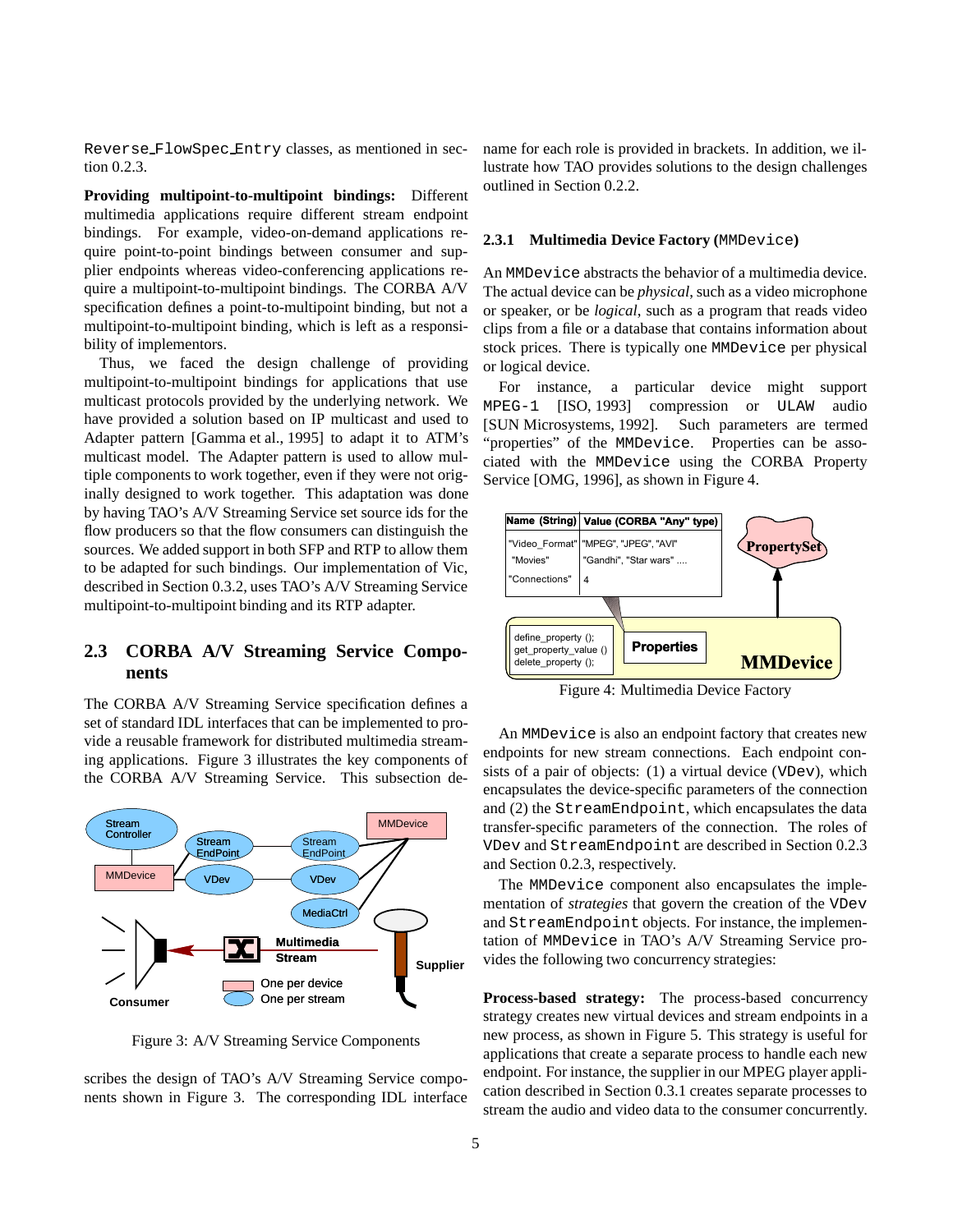Reverse_FlowSpec_Entry classes, as mentioned in section 0.2.3.

**Providing multipoint-to-multipoint bindings:** Different multimedia applications require different stream endpoint bindings. For example, video-on-demand applications require point-to-point bindings between consumer and supplier endpoints whereas video-conferencing applications require a multipoint-to-multipoint bindings. The CORBA A/V specification defines a point-to-multipoint binding, but not a multipoint-to-multipoint binding, which is left as a responsibility of implementors.

Thus, we faced the design challenge of providing multipoint-to-multipoint bindings for applications that use multicast protocols provided by the underlying network. We have provided a solution based on IP multicast and used to Adapter pattern [Gamma et al., 1995] to adapt it to ATM's multicast model. The Adapter pattern is used to allow multiple components to work together, even if they were not originally designed to work together. This adaptation was done by having TAO's A/V Streaming Service set source ids for the flow producers so that the flow consumers can distinguish the sources. We added support in both SFP and RTP to allow them to be adapted for such bindings. Our implementation of Vic, described in Section 0.3.2, uses TAO's A/V Streaming Service multipoint-to-multipoint binding and its RTP adapter.

## 2.3 CORBA A/V Streaming Service Components

The CORBA A/V Streaming Service specification defines a set of standard IDL interfaces that can be implemented to provide a reusable framework for distributed multimedia streaming applications. Figure 3 illustrates the key components of the CORBA A/V Streaming Service. This subsection describes the design of TAO's A/V Streaming Service components shown in Figure 3. The corresponding IDL interface name for each role is provided in brackets. In addition, we illustrate how TAO provides solutions to the design challenges outlined in Section 0.2.2.

Figure 3: A/V Streaming Service Components

### 2.3.1 Multimedia Device Factory (MMDevice)

An MMDevice abstracts the behavior of a multimedia device. The actual device can be *physical*, such as a video microphone or speaker, or be *logical*, such as a program that reads video clips from a file or a database that contains information about stock prices. There is typically one MMDevice per physical or logical device.

For instance, a particular device might support MPEG-1 [ISO, 1993] compression or ULAW audio [SUN Microsystems, 1992]. Such parameters are termed "properties" of the MMDevice. Properties can be associated with the MMDevice using the CORBA Property Service [OMG, 1996], as shown in Figure 4.

Figure 4: Multimedia Device Factory

An MMDevice is also an endpoint factory that creates new endpoints for new stream connections. Each endpoint consists of a pair of objects: (1) a virtual device (VDev), which encapsulates the device-specific parameters of the connection and (2) the StreamEndpoint, which encapsulates the data transfer-specific parameters of the connection. The roles of VDev and StreamEndpoint are described in Section 0.2.3 and Section 0.2.3, respectively.

The MMDevice component also encapsulates the implementation of *strategies* that govern the creation of the VDev and StreamEndpoint objects. For instance, the implementation of MMDevice in TAO's A/V Streaming Service provides the following two concurrency strategies:

**Process-based strategy:** The process-based concurrency strategy creates new virtual devices and stream endpoints in a new process, as shown in Figure 5. This strategy is useful for applications that create a separate process to handle each new endpoint. For instance, the supplier in our MPEG player application described in Section 0.3.1 creates separate processes to stream the audio and video data to the consumer concurrently.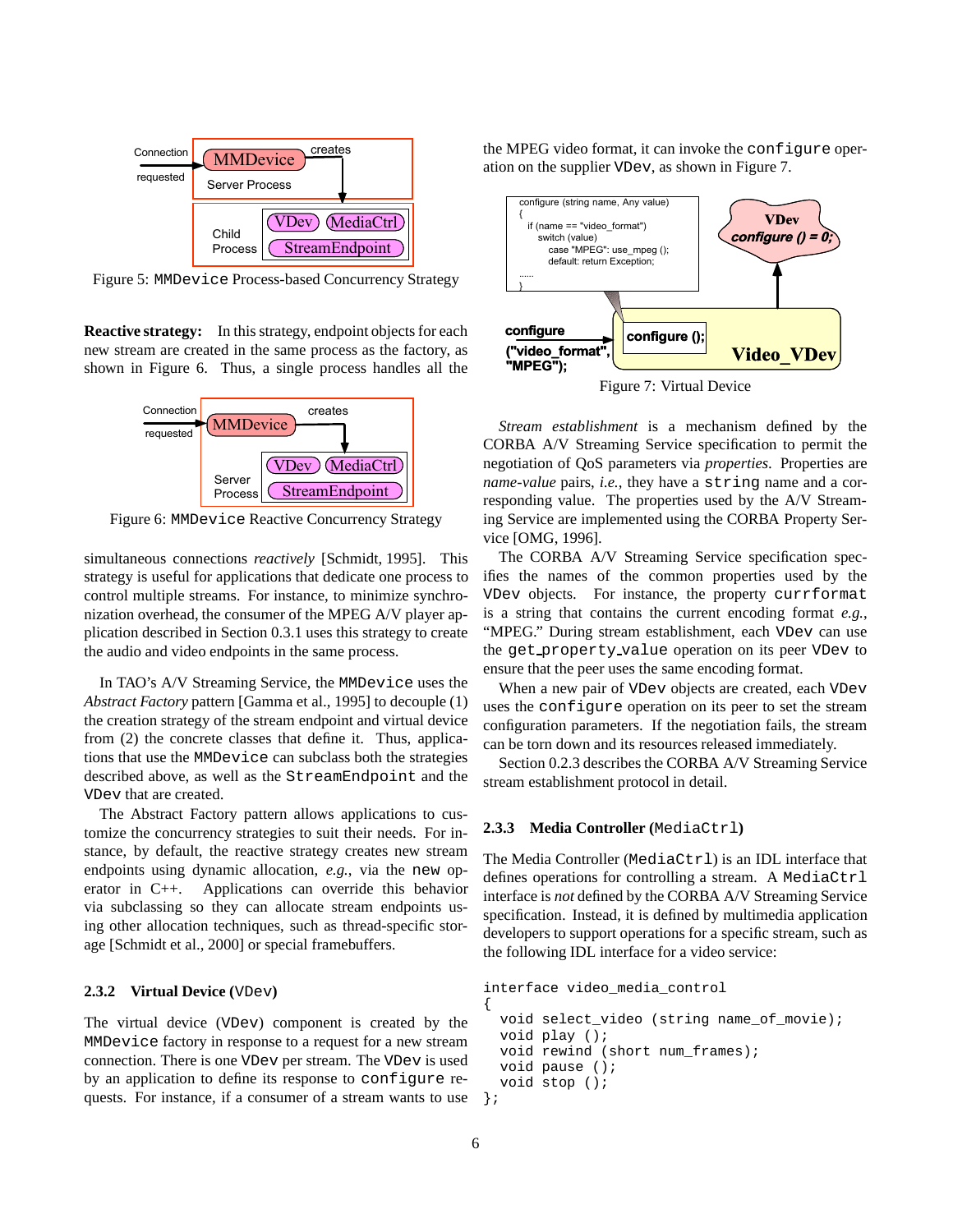Connection requested

MMDevice

creates

Server Process

Child Process

VDev

MediaCtrl

StreamEndpoint

Figure 5: `MMDevice` Process-based Concurrency Strategy

**Reactive strategy:** In this strategy, endpoint objects for each new stream are created in the same process as the factory, as shown in Figure 6. Thus, a single process handles all the simultaneous connections *reactively* [Schmidt, 1995]. This strategy is useful for applications that dedicate one process to control multiple streams. For instance, to minimize synchronization overhead, the consumer of the MPEG A/V player application described in Section 0.3.1 uses this strategy to create the audio and video endpoints in the same process.

Connection requested

MMDevice

creates

Server Process

VDev

MediaCtrl

StreamEndpoint

Figure 6: `MMDevice` Reactive Concurrency Strategy

In TAO's A/V Streaming Service, the `MMDevice` uses the *Abstract Factory* pattern [Gamma et al., 1995] to decouple (1) the creation strategy of the stream endpoint and virtual device from (2) the concrete classes that define it. Thus, applications that use the `MMDevice` can subclass both the strategies described above, as well as the `StreamEndpoint` and the `VDev` that are created.

The Abstract Factory pattern allows applications to customize the concurrency strategies to suit their needs. For instance, by default, the reactive strategy creates new stream endpoints using dynamic allocation, *e.g.*, via the `new` operator in C++. Applications can override this behavior via subclassing so they can allocate stream endpoints using other allocation techniques, such as thread-specific storage [Schmidt et al., 2000] or special framebuffers.

### 2.3.2 Virtual Device (`VDev`)

The virtual device (`VDev`) component is created by the `MMDevice` factory in response to a request for a new stream connection. There is one `VDev` per stream. The `VDev` is used by an application to define its response to `configure` requests. For instance, if a consumer of a stream wants to use the MPEG video format, it can invoke the `configure` operation on the supplier `VDev`, as shown in Figure 7.

```
configure (string name, Any value)
{
  if (name == "video_format")
    switch (value)
      case "MPEG": use_mpeg ();
      default: return Exception;
  ......
}
```

VDev

configure () = 0;

configure ("video_format", "MPEG");

configure ();

Video_VDev

Figure 7: Virtual Device

*Stream establishment* is a mechanism defined by the CORBA A/V Streaming Service specification to permit the negotiation of QoS parameters via *properties*. Properties are *name-value* pairs, *i.e.*, they have a `string` name and a corresponding value. The properties used by the A/V Streaming Service are implemented using the CORBA Property Service [OMG, 1996].

The CORBA A/V Streaming Service specification specifies the names of the common properties used by the `VDev` objects. For instance, the property `currformat` is a string that contains the current encoding format *e.g.*, "MPEG." During stream establishment, each `VDev` can use the `get_property_value` operation on its peer `VDev` to ensure that the peer uses the same encoding format.

When a new pair of `VDev` objects are created, each `VDev` uses the `configure` operation on its peer to set the stream configuration parameters. If the negotiation fails, the stream can be torn down and its resources released immediately.

Section 0.2.3 describes the CORBA A/V Streaming Service stream establishment protocol in detail.

### 2.3.3 Media Controller (`MediaCtrl`)

The Media Controller (`MediaCtrl`) is an IDL interface that defines operations for controlling a stream. A `MediaCtrl` interface is *not* defined by the CORBA A/V Streaming Service specification. Instead, it is defined by multimedia application developers to support operations for a specific stream, such as the following IDL interface for a video service:

```
interface video_media_control
{
  void select_video (string name_of_movie);
  void play ();
  void rewind (short num_frames);
  void pause ();
  void stop ();
};
```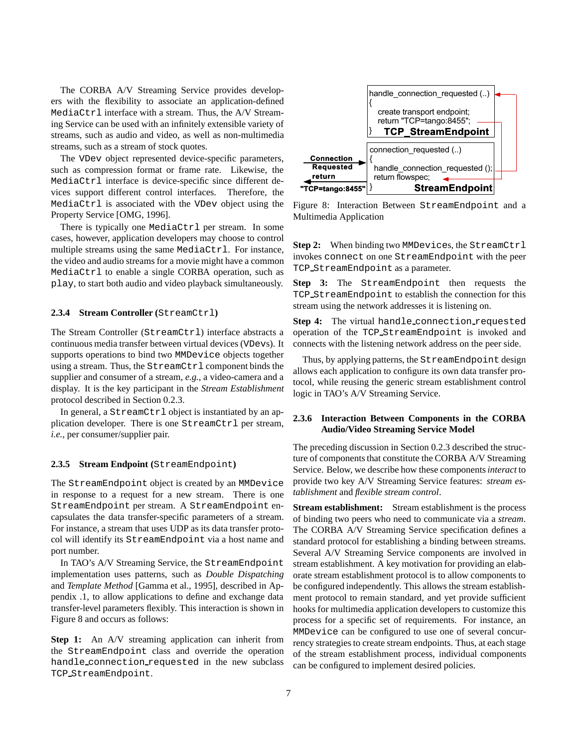The CORBA A/V Streaming Service provides developers with the flexibility to associate an application-defined `MediaCtrl` interface with a stream. Thus, the A/V Streaming Service can be used with an infinitely extensible variety of streams, such as audio and video, as well as non-multimedia streams, such as a stream of stock quotes.

The `VDev` object represented device-specific parameters, such as compression format or frame rate. Likewise, the `MediaCtrl` interface is device-specific since different devices support different control interfaces. Therefore, the `MediaCtrl` is associated with the `VDev` object using the Property Service [OMG, 1996].

There is typically one `MediaCtrl` per stream. In some cases, however, application developers may choose to control multiple streams using the same `MediaCtrl`. For instance, the video and audio streams for a movie might have a common `MediaCtrl` to enable a single CORBA operation, such as `play`, to start both audio and video playback simultaneously.

### 2.3.4 Stream Controller (`StreamCtrl`)

The Stream Controller (`StreamCtrl`) interface abstracts a continuous media transfer between virtual devices (`VDev`s). It supports operations to bind two `MMDevice` objects together using a stream. Thus, the `StreamCtrl` component binds the supplier and consumer of a stream, *e.g.*, a video-camera and a display. It is the key participant in the *Stream Establishment* protocol described in Section 0.2.3.

In general, a `StreamCtrl` object is instantiated by an application developer. There is one `StreamCtrl` per stream, *i.e.*, per consumer/supplier pair.

### 2.3.5 Stream Endpoint (`StreamEndpoint`)

The `StreamEndpoint` object is created by an `MMDevice` in response to a request for a new stream. There is one `StreamEndpoint` per stream. A `StreamEndpoint` encapsulates the data transfer-specific parameters of a stream. For instance, a stream that uses UDP as its data transfer protocol will identify its `StreamEndpoint` via a host name and port number.

In TAO's A/V Streaming Service, the `StreamEndpoint` implementation uses patterns, such as *Double Dispatching* and *Template Method* [Gamma et al., 1995], described in Appendix .1, to allow applications to define and exchange data transfer-level parameters flexibly. This interaction is shown in Figure 8 and occurs as follows:

**Step 1:** An A/V streaming application can inherit from the `StreamEndpoint` class and override the operation `handle_connection_requested` in the new subclass `TCP_StreamEndpoint`.

```
handle_connection_requested (..)
{
  create transport endpoint;
  return "TCP=tango:8455";
}
                TCP_StreamEndpoint

connection_requested (..)
{
  handle_connection_requested ();
  return flowspec;
}
                StreamEndpoint

Connection Requested return "TCP=tango:8455"
```

Figure 8: Interaction Between `StreamEndpoint` and a Multimedia Application

**Step 2:** When binding two `MMDevice`s, the `StreamCtrl` invokes `connect` on one `StreamEndpoint` with the peer `TCP_StreamEndpoint` as a parameter.

**Step 3:** The `StreamEndpoint` then requests the `TCP_StreamEndpoint` to establish the connection for this stream using the network addresses it is listening on.

**Step 4:** The virtual `handle_connection_requested` operation of the `TCP_StreamEndpoint` is invoked and connects with the listening network address on the peer side.

Thus, by applying patterns, the `StreamEndpoint` design allows each application to configure its own data transfer protocol, while reusing the generic stream establishment control logic in TAO's A/V Streaming Service.

### 2.3.6 Interaction Between Components in the CORBA Audio/Video Streaming Service Model

The preceding discussion in Section 0.2.3 described the structure of components that constitute the CORBA A/V Streaming Service. Below, we describe how these components *interact* to provide two key A/V Streaming Service features: *stream establishment* and *flexible stream control*.

**Stream establishment:** Stream establishment is the process of binding two peers who need to communicate via a *stream*. The CORBA A/V Streaming Service specification defines a standard protocol for establishing a binding between streams. Several A/V Streaming Service components are involved in stream establishment. A key motivation for providing an elaborate stream establishment protocol is to allow components to be configured independently. This allows the stream establishment protocol to remain standard, and yet provide sufficient hooks for multimedia application developers to customize this process for a specific set of requirements. For instance, an `MMDevice` can be configured to use one of several concurrency strategies to create stream endpoints. Thus, at each stage of the stream establishment process, individual components can be configured to implement desired policies.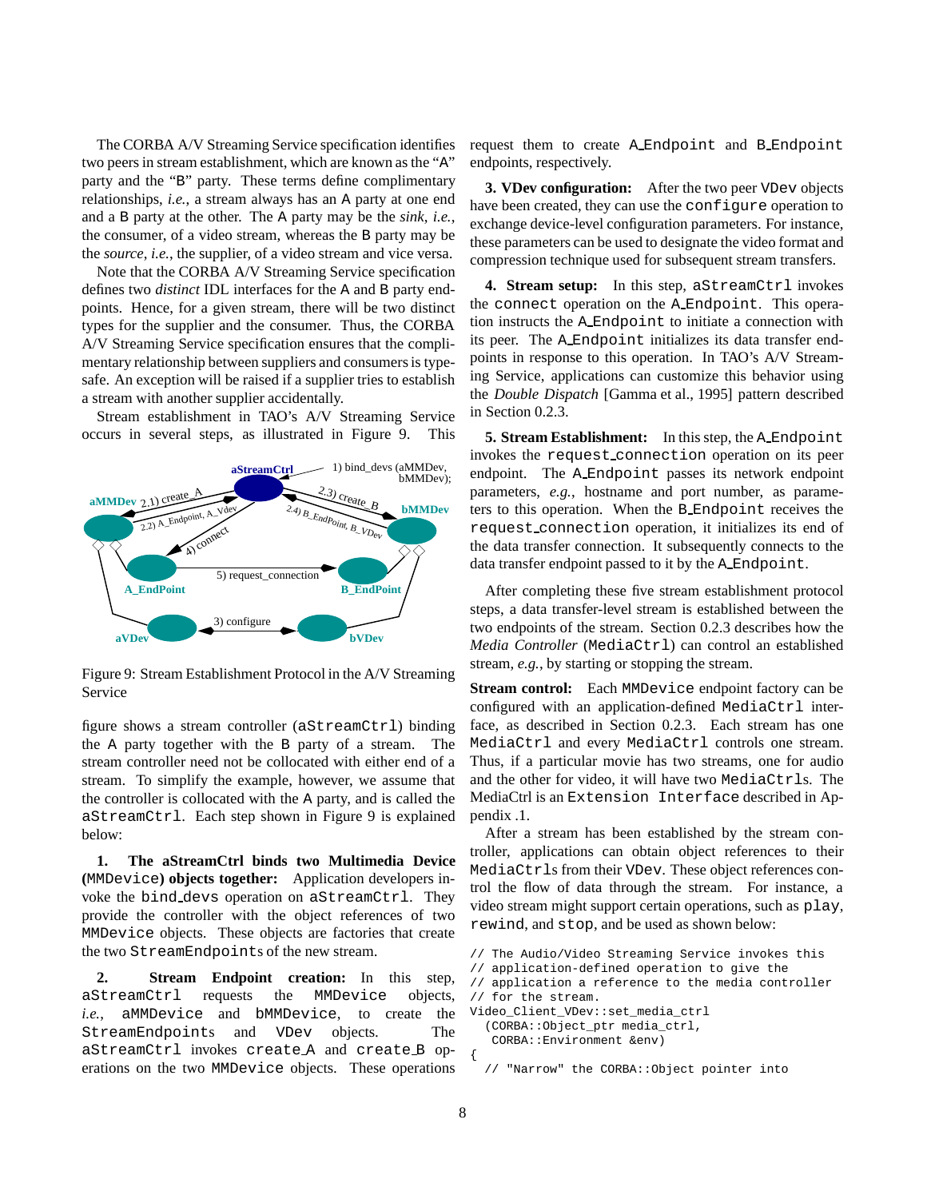The CORBA A/V Streaming Service specification identifies two peers in stream establishment, which are known as the "A" party and the "B" party. These terms define complimentary relationships, *i.e.*, a stream always has an A party at one end and a B party at the other. The A party may be the *sink*, *i.e.*, the consumer, of a video stream, whereas the B party may be the *source*, *i.e.*, the supplier, of a video stream and vice versa.

Note that the CORBA A/V Streaming Service specification defines two *distinct* IDL interfaces for the A and B party endpoints. Hence, for a given stream, there will be two distinct types for the supplier and the consumer. Thus, the CORBA A/V Streaming Service specification ensures that the complimentary relationship between suppliers and consumers is typesafe. An exception will be raised if a supplier tries to establish a stream with another supplier accidentally.

Stream establishment in TAO's A/V Streaming Service occurs in several steps, as illustrated in Figure 9. This

aStreamCtrl
1) bind_devs (aMMDev, bMMDev);
aMMDev
2.1) create_A
2.2) A_Endpoint, A_Vdev
2.3) create_B
2.4) B_EndPoint, B_VDev
bMMDev
4) connect
5) request_connection
A_EndPoint
B_EndPoint
3) configure
aVDev
bVDev

Figure 9: Stream Establishment Protocol in the A/V Streaming Service

figure shows a stream controller (aStreamCtrl) binding the A party together with the B party of a stream. The stream controller need not be collocated with either end of a stream. To simplify the example, however, we assume that the controller is collocated with the A party, and is called the aStreamCtrl. Each step shown in Figure 9 is explained below:

**1. The aStreamCtrl binds two Multimedia Device (MMDevice) objects together:** Application developers invoke the bind_devs operation on aStreamCtrl. They provide the controller with the object references of two MMDevice objects. These objects are factories that create the two StreamEndpoints of the new stream.

**2. Stream Endpoint creation:** In this step, aStreamCtrl requests the MMDevice objects, *i.e.*, aMMDevice and bMMDevice, to create the StreamEndpoints and VDev objects. The aStreamCtrl invokes create_A and create_B operations on the two MMDevice objects. These operations request them to create A_Endpoint and B_Endpoint endpoints, respectively.

**3. VDev configuration:** After the two peer VDev objects have been created, they can use the configure operation to exchange device-level configuration parameters. For instance, these parameters can be used to designate the video format and compression technique used for subsequent stream transfers.

**4. Stream setup:** In this step, aStreamCtrl invokes the connect operation on the A_Endpoint. This operation instructs the A_Endpoint to initiate a connection with its peer. The A_Endpoint initializes its data transfer endpoints in response to this operation. In TAO's A/V Streaming Service, applications can customize this behavior using the *Double Dispatch* [Gamma et al., 1995] pattern described in Section 0.2.3.

**5. Stream Establishment:** In this step, the A_Endpoint invokes the request_connection operation on its peer endpoint. The A_Endpoint passes its network endpoint parameters, *e.g.*, hostname and port number, as parameters to this operation. When the B_Endpoint receives the request_connection operation, it initializes its end of the data transfer connection. It subsequently connects to the data transfer endpoint passed to it by the A_Endpoint.

After completing these five stream establishment protocol steps, a data transfer-level stream is established between the two endpoints of the stream. Section 0.2.3 describes how the *Media Controller* (MediaCtrl) can control an established stream, *e.g.*, by starting or stopping the stream.

**Stream control:** Each MMDevice endpoint factory can be configured with an application-defined MediaCtrl interface, as described in Section 0.2.3. Each stream has one MediaCtrl and every MediaCtrl controls one stream. Thus, if a particular movie has two streams, one for audio and the other for video, it will have two MediaCtrls. The MediaCtrl is an Extension Interface described in Appendix .1.

After a stream has been established by the stream controller, applications can obtain object references to their MediaCtrls from their VDev. These object references control the flow of data through the stream. For instance, a video stream might support certain operations, such as play, rewind, and stop, and be used as shown below:

```
// The Audio/Video Streaming Service invokes this
// application-defined operation to give the
// application a reference to the media controller
// for the stream.
Video_Client_VDev::set_media_ctrl
  (CORBA::Object_ptr media_ctrl,
   CORBA::Environment &env)
{
  // "Narrow" the CORBA::Object pointer into
```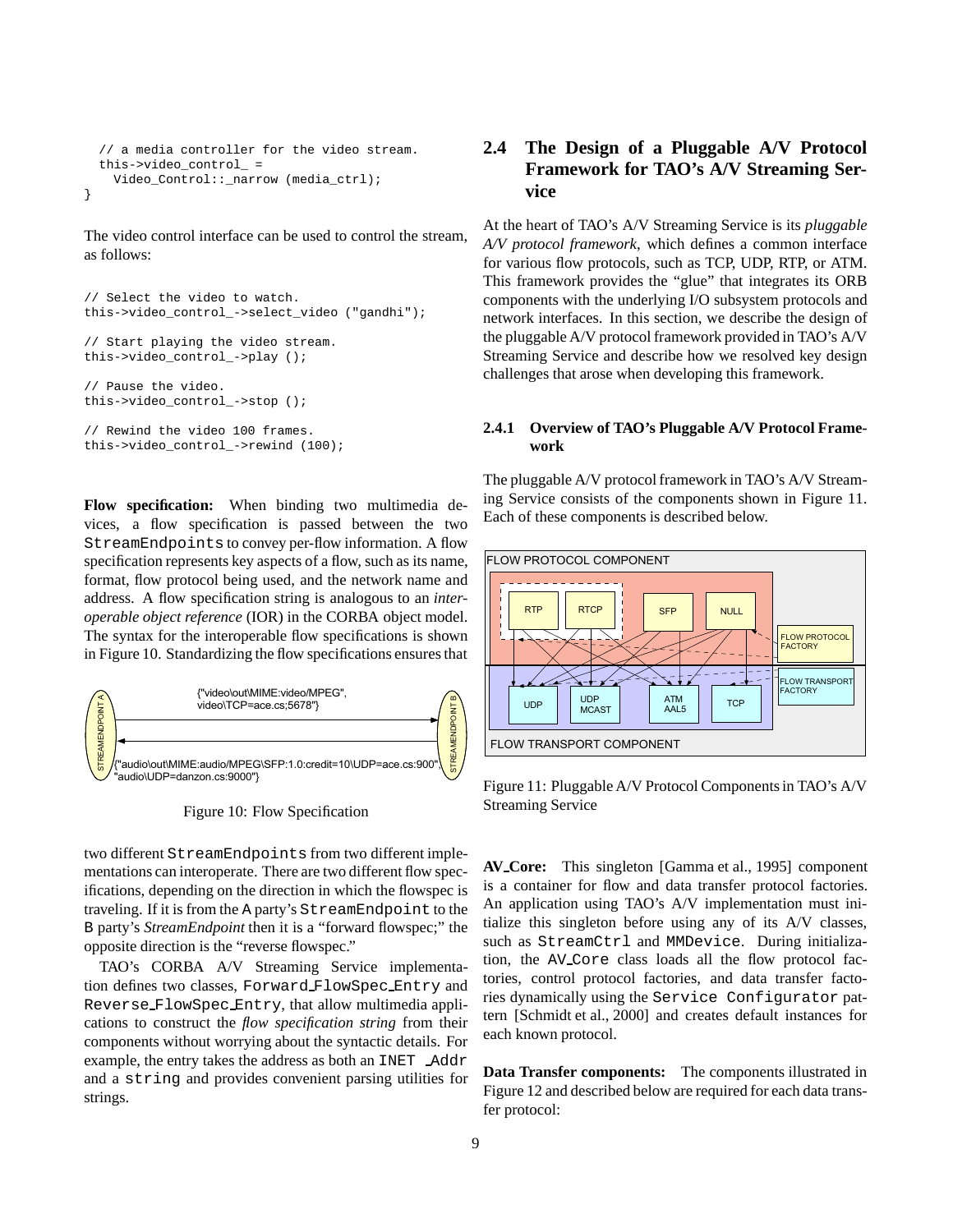```
  // a media controller for the video stream.
  this->video_control_ =
    Video_Control::_narrow (media_ctrl);
}
```

The video control interface can be used to control the stream, as follows:

```
// Select the video to watch.
this->video_control_->select_video ("gandhi");

// Start playing the video stream.
this->video_control_->play ();

// Pause the video.
this->video_control_->stop ();

// Rewind the video 100 frames.
this->video_control_->rewind (100);
```

**Flow specification:** When binding two multimedia devices, a flow specification is passed between the two `StreamEndpoints` to convey per-flow information. A flow specification represents key aspects of a flow, such as its name, format, flow protocol being used, and the network name and address. A flow specification string is analogous to an *interoperable object reference* (IOR) in the CORBA object model. The syntax for the interoperable flow specifications is shown in Figure 10. Standardizing the flow specifications ensures that

Figure 10: Flow Specification

two different `StreamEndpoints` from two different implementations can interoperate. There are two different flow specifications, depending on the direction in which the flowspec is traveling. If it is from the A party's `StreamEndpoint` to the B party's *StreamEndpoint* then it is a "forward flowspec;" the opposite direction is the "reverse flowspec."

TAO's CORBA A/V Streaming Service implementation defines two classes, `Forward_FlowSpec_Entry` and `Reverse_FlowSpec_Entry`, that allow multimedia applications to construct the *flow specification string* from their components without worrying about the syntactic details. For example, the entry takes the address as both an `INET_Addr` and a `string` and provides convenient parsing utilities for strings.

## 2.4 The Design of a Pluggable A/V Protocol Framework for TAO's A/V Streaming Service

At the heart of TAO's A/V Streaming Service is its *pluggable A/V protocol framework*, which defines a common interface for various flow protocols, such as TCP, UDP, RTP, or ATM. This framework provides the "glue" that integrates its ORB components with the underlying I/O subsystem protocols and network interfaces. In this section, we describe the design of the pluggable A/V protocol framework provided in TAO's A/V Streaming Service and describe how we resolved key design challenges that arose when developing this framework.

### 2.4.1 Overview of TAO's Pluggable A/V Protocol Framework

The pluggable A/V protocol framework in TAO's A/V Streaming Service consists of the components shown in Figure 11. Each of these components is described below.

Figure 11: Pluggable A/V Protocol Components in TAO's A/V Streaming Service

**AV_Core:** This singleton [Gamma et al., 1995] component is a container for flow and data transfer protocol factories. An application using TAO's A/V implementation must initialize this singleton before using any of its A/V classes, such as `StreamCtrl` and `MMDevice`. During initialization, the `AV_Core` class loads all the flow protocol factories, control protocol factories, and data transfer factories dynamically using the `Service Configurator` pattern [Schmidt et al., 2000] and creates default instances for each known protocol.

**Data Transfer components:** The components illustrated in Figure 12 and described below are required for each data transfer protocol: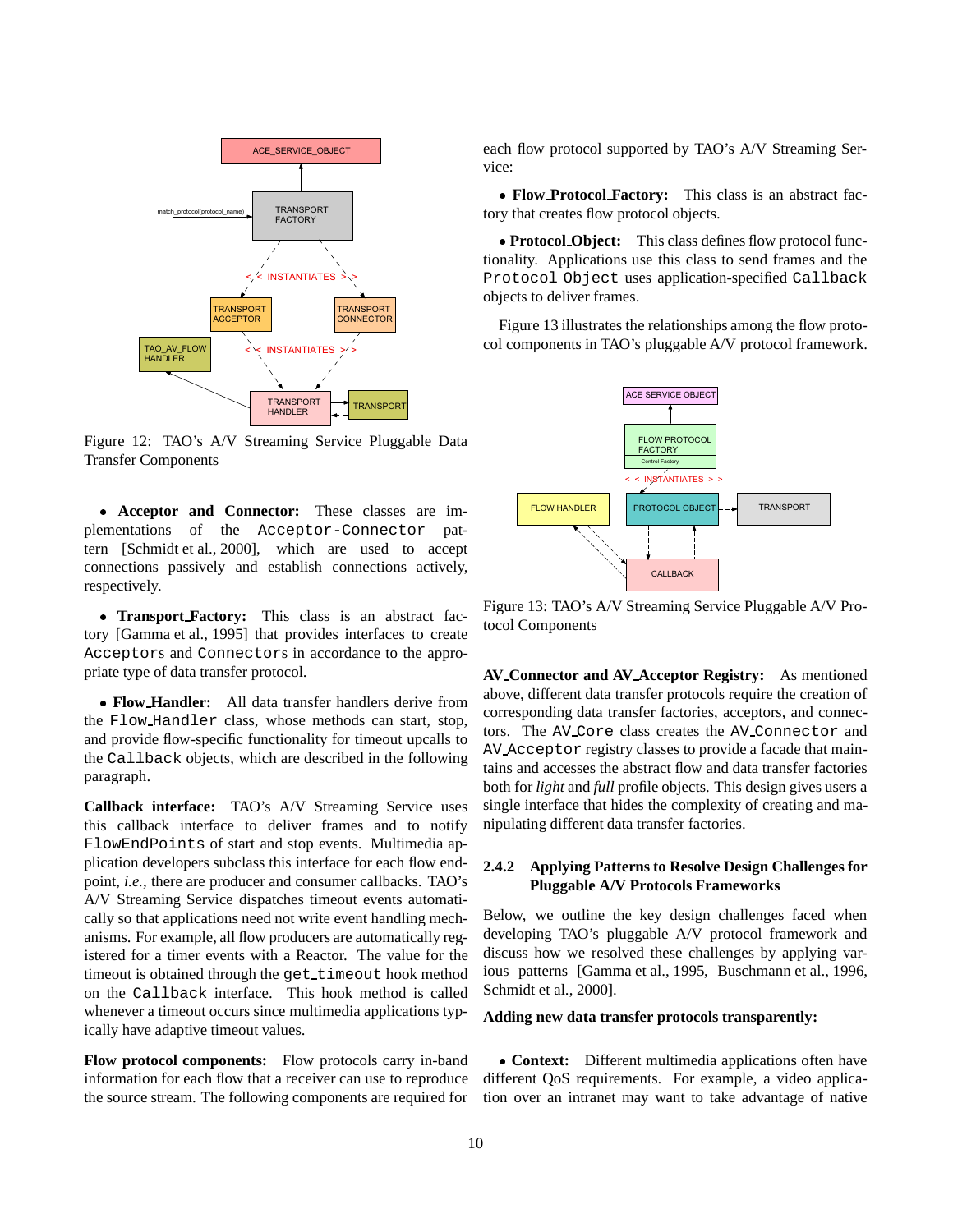Figure 12: TAO's A/V Streaming Service Pluggable Data Transfer Components

- **Acceptor and Connector:** These classes are implementations of the `Acceptor-Connector` pattern [Schmidt et al., 2000], which are used to accept connections passively and establish connections actively, respectively.

- **Transport_Factory:** This class is an abstract factory [Gamma et al., 1995] that provides interfaces to create `Acceptor`s and `Connector`s in accordance to the appropriate type of data transfer protocol.

- **Flow_Handler:** All data transfer handlers derive from the `Flow_Handler` class, whose methods can start, stop, and provide flow-specific functionality for timeout upcalls to the `Callback` objects, which are described in the following paragraph.

**Callback interface:** TAO's A/V Streaming Service uses this callback interface to deliver frames and to notify `FlowEndPoints` of start and stop events. Multimedia application developers subclass this interface for each flow endpoint, *i.e.*, there are producer and consumer callbacks. TAO's A/V Streaming Service dispatches timeout events automatically so that applications need not write event handling mechanisms. For example, all flow producers are automatically registered for a timer events with a Reactor. The value for the timeout is obtained through the `get_timeout` hook method on the `Callback` interface. This hook method is called whenever a timeout occurs since multimedia applications typically have adaptive timeout values.

**Flow protocol components:** Flow protocols carry in-band information for each flow that a receiver can use to reproduce the source stream. The following components are required for each flow protocol supported by TAO's A/V Streaming Service:

- **Flow_Protocol_Factory:** This class is an abstract factory that creates flow protocol objects.

- **Protocol_Object:** This class defines flow protocol functionality. Applications use this class to send frames and the `Protocol_Object` uses application-specified `Callback` objects to deliver frames.

Figure 13 illustrates the relationships among the flow protocol components in TAO's pluggable A/V protocol framework.

Figure 13: TAO's A/V Streaming Service Pluggable A/V Protocol Components

**AV_Connector and AV_Acceptor Registry:** As mentioned above, different data transfer protocols require the creation of corresponding data transfer factories, acceptors, and connectors. The `AV_Core` class creates the `AV_Connector` and `AV_Acceptor` registry classes to provide a facade that maintains and accesses the abstract flow and data transfer factories both for *light* and *full* profile objects. This design gives users a single interface that hides the complexity of creating and manipulating different data transfer factories.

### 2.4.2 Applying Patterns to Resolve Design Challenges for Pluggable A/V Protocols Frameworks

Below, we outline the key design challenges faced when developing TAO's pluggable A/V protocol framework and discuss how we resolved these challenges by applying various patterns [Gamma et al., 1995, Buschmann et al., 1996, Schmidt et al., 2000].

**Adding new data transfer protocols transparently:**

- **Context:** Different multimedia applications often have different QoS requirements. For example, a video application over an intranet may want to take advantage of native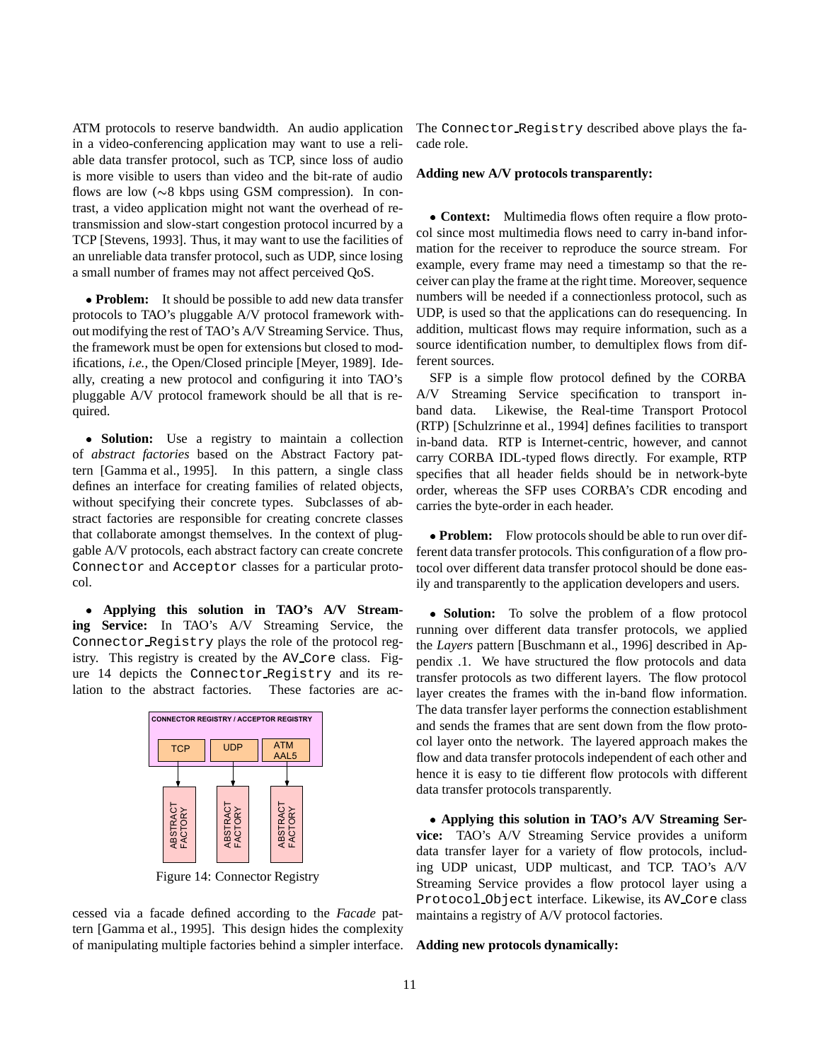ATM protocols to reserve bandwidth. An audio application in a video-conferencing application may want to use a reliable data transfer protocol, such as TCP, since loss of audio is more visible to users than video and the bit-rate of audio flows are low (∼8 kbps using GSM compression). In contrast, a video application might not want the overhead of retransmission and slow-start congestion protocol incurred by a TCP [Stevens, 1993]. Thus, it may want to use the facilities of an unreliable data transfer protocol, such as UDP, since losing a small number of frames may not affect perceived QoS.

• **Problem:** It should be possible to add new data transfer protocols to TAO's pluggable A/V protocol framework without modifying the rest of TAO's A/V Streaming Service. Thus, the framework must be open for extensions but closed to modifications, *i.e.*, the Open/Closed principle [Meyer, 1989]. Ideally, creating a new protocol and configuring it into TAO's pluggable A/V protocol framework should be all that is required.

• **Solution:** Use a registry to maintain a collection of *abstract factories* based on the Abstract Factory pattern [Gamma et al., 1995]. In this pattern, a single class defines an interface for creating families of related objects, without specifying their concrete types. Subclasses of abstract factories are responsible for creating concrete classes that collaborate amongst themselves. In the context of pluggable A/V protocols, each abstract factory can create concrete `Connector` and `Acceptor` classes for a particular protocol.

• **Applying this solution in TAO's A/V Streaming Service:** In TAO's A/V Streaming Service, the `Connector_Registry` plays the role of the protocol registry. This registry is created by the `AV_Core` class. Figure 14 depicts the `Connector_Registry` and its relation to the abstract factories. These factories are accessed via a facade defined according to the *Facade* pattern [Gamma et al., 1995]. This design hides the complexity of manipulating multiple factories behind a simpler interface. The `Connector_Registry` described above plays the facade role.

CONNECTOR REGISTRY / ACCEPTOR REGISTRY

TCP

UDP

ATM AAL5

ABSTRACT FACTORY

ABSTRACT FACTORY

ABSTRACT FACTORY

Figure 14: Connector Registry

**Adding new A/V protocols transparently:**

• **Context:** Multimedia flows often require a flow protocol since most multimedia flows need to carry in-band information for the receiver to reproduce the source stream. For example, every frame may need a timestamp so that the receiver can play the frame at the right time. Moreover, sequence numbers will be needed if a connectionless protocol, such as UDP, is used so that the applications can do resequencing. In addition, multicast flows may require information, such as a source identification number, to demultiplex flows from different sources.

SFP is a simple flow protocol defined by the CORBA A/V Streaming Service specification to transport in-band data. Likewise, the Real-time Transport Protocol (RTP) [Schulzrinne et al., 1994] defines facilities to transport in-band data. RTP is Internet-centric, however, and cannot carry CORBA IDL-typed flows directly. For example, RTP specifies that all header fields should be in network-byte order, whereas the SFP uses CORBA's CDR encoding and carries the byte-order in each header.

• **Problem:** Flow protocols should be able to run over different data transfer protocols. This configuration of a flow protocol over different data transfer protocol should be done easily and transparently to the application developers and users.

• **Solution:** To solve the problem of a flow protocol running over different data transfer protocols, we applied the *Layers* pattern [Buschmann et al., 1996] described in Appendix .1. We have structured the flow protocols and data transfer protocols as two different layers. The flow protocol layer creates the frames with the in-band flow information. The data transfer layer performs the connection establishment and sends the frames that are sent down from the flow protocol layer onto the network. The layered approach makes the flow and data transfer protocols independent of each other and hence it is easy to tie different flow protocols with different data transfer protocols transparently.

• **Applying this solution in TAO's A/V Streaming Service:** TAO's A/V Streaming Service provides a uniform data transfer layer for a variety of flow protocols, including UDP unicast, UDP multicast, and TCP. TAO's A/V Streaming Service provides a flow protocol layer using a `Protocol_Object` interface. Likewise, its `AV_Core` class maintains a registry of A/V protocol factories.

**Adding new protocols dynamically:**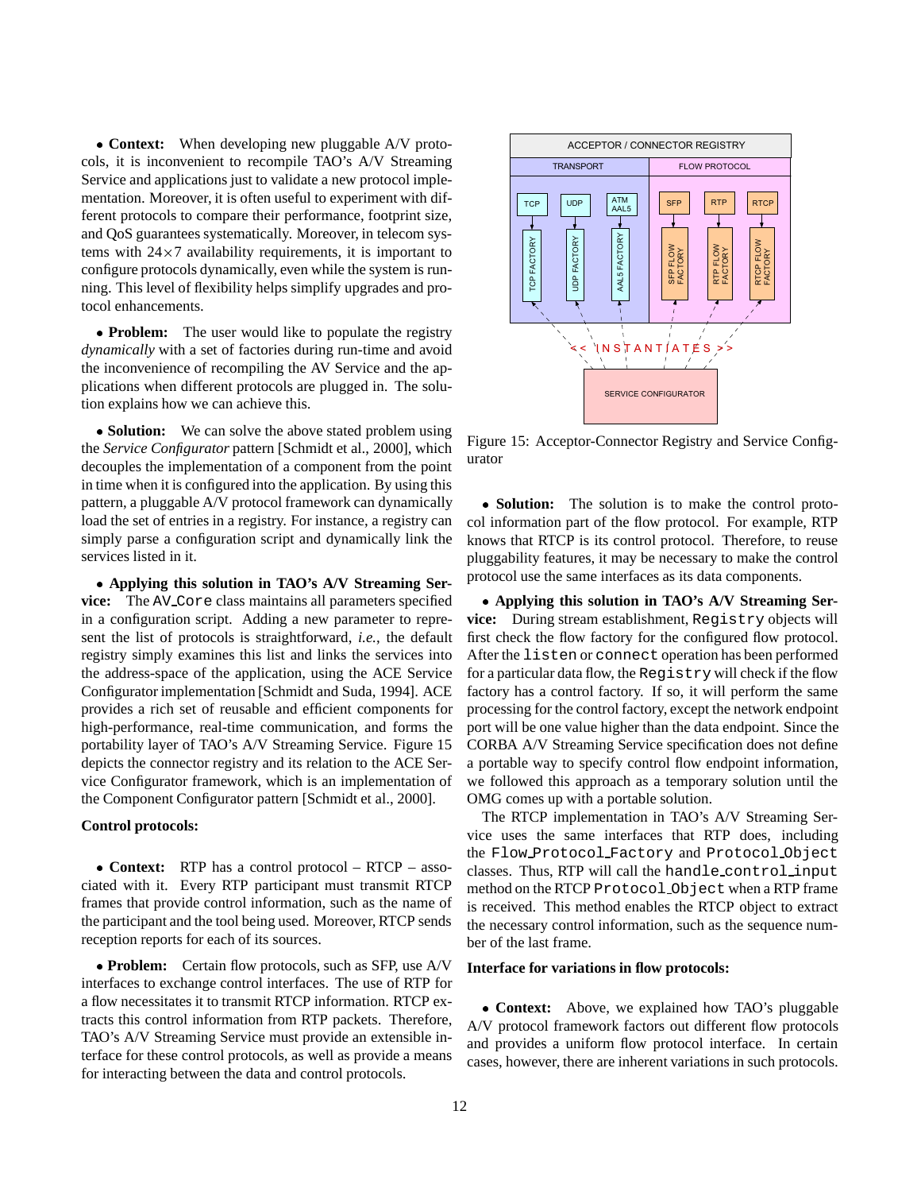• **Context:** When developing new pluggable A/V protocols, it is inconvenient to recompile TAO's A/V Streaming Service and applications just to validate a new protocol implementation. Moreover, it is often useful to experiment with different protocols to compare their performance, footprint size, and QoS guarantees systematically. Moreover, in telecom systems with 24×7 availability requirements, it is important to configure protocols dynamically, even while the system is running. This level of flexibility helps simplify upgrades and protocol enhancements.

• **Problem:** The user would like to populate the registry *dynamically* with a set of factories during run-time and avoid the inconvenience of recompiling the AV Service and the applications when different protocols are plugged in. The solution explains how we can achieve this.

• **Solution:** We can solve the above stated problem using the *Service Configurator* pattern [Schmidt et al., 2000], which decouples the implementation of a component from the point in time when it is configured into the application. By using this pattern, a pluggable A/V protocol framework can dynamically load the set of entries in a registry. For instance, a registry can simply parse a configuration script and dynamically link the services listed in it.

• **Applying this solution in TAO's A/V Streaming Service:** The `AV_Core` class maintains all parameters specified in a configuration script. Adding a new parameter to represent the list of protocols is straightforward, *i.e.*, the default registry simply examines this list and links the services into the address-space of the application, using the ACE Service Configurator implementation [Schmidt and Suda, 1994]. ACE provides a rich set of reusable and efficient components for high-performance, real-time communication, and forms the portability layer of TAO's A/V Streaming Service. Figure 15 depicts the connector registry and its relation to the ACE Service Configurator framework, which is an implementation of the Component Configurator pattern [Schmidt et al., 2000].

**Control protocols:**

• **Context:** RTP has a control protocol – RTCP – associated with it. Every RTP participant must transmit RTCP frames that provide control information, such as the name of the participant and the tool being used. Moreover, RTCP sends reception reports for each of its sources.

• **Problem:** Certain flow protocols, such as SFP, use A/V interfaces to exchange control interfaces. The use of RTP for a flow necessitates it to transmit RTCP information. RTCP extracts this control information from RTP packets. Therefore, TAO's A/V Streaming Service must provide an extensible interface for these control protocols, as well as provide a means for interacting between the data and control protocols.

ACCEPTOR / CONNECTOR REGISTRY
TRANSPORT
FLOW PROTOCOL
TCP
UDP
ATM AAL5
SFP
RTP
RTCP
TCP FACTORY
UDP FACTORY
AAL5 FACTORY
SFP FLOW FACTORY
RTP FLOW FACTORY
RTCP FLOW FACTORY
<< INSTANTIATES >>
SERVICE CONFIGURATOR

Figure 15: Acceptor-Connector Registry and Service Configurator

• **Solution:** The solution is to make the control protocol information part of the flow protocol. For example, RTP knows that RTCP is its control protocol. Therefore, to reuse pluggability features, it may be necessary to make the control protocol use the same interfaces as its data components.

• **Applying this solution in TAO's A/V Streaming Service:** During stream establishment, `Registry` objects will first check the flow factory for the configured flow protocol. After the `listen` or `connect` operation has been performed for a particular data flow, the `Registry` will check if the flow factory has a control factory. If so, it will perform the same processing for the control factory, except the network endpoint port will be one value higher than the data endpoint. Since the CORBA A/V Streaming Service specification does not define a portable way to specify control flow endpoint information, we followed this approach as a temporary solution until the OMG comes up with a portable solution.

The RTCP implementation in TAO's A/V Streaming Service uses the same interfaces that RTP does, including the `Flow_Protocol_Factory` and `Protocol_Object` classes. Thus, RTP will call the `handle_control_input` method on the RTCP `Protocol_Object` when a RTP frame is received. This method enables the RTCP object to extract the necessary control information, such as the sequence number of the last frame.

**Interface for variations in flow protocols:**

• **Context:** Above, we explained how TAO's pluggable A/V protocol framework factors out different flow protocols and provides a uniform flow protocol interface. In certain cases, however, there are inherent variations in such protocols.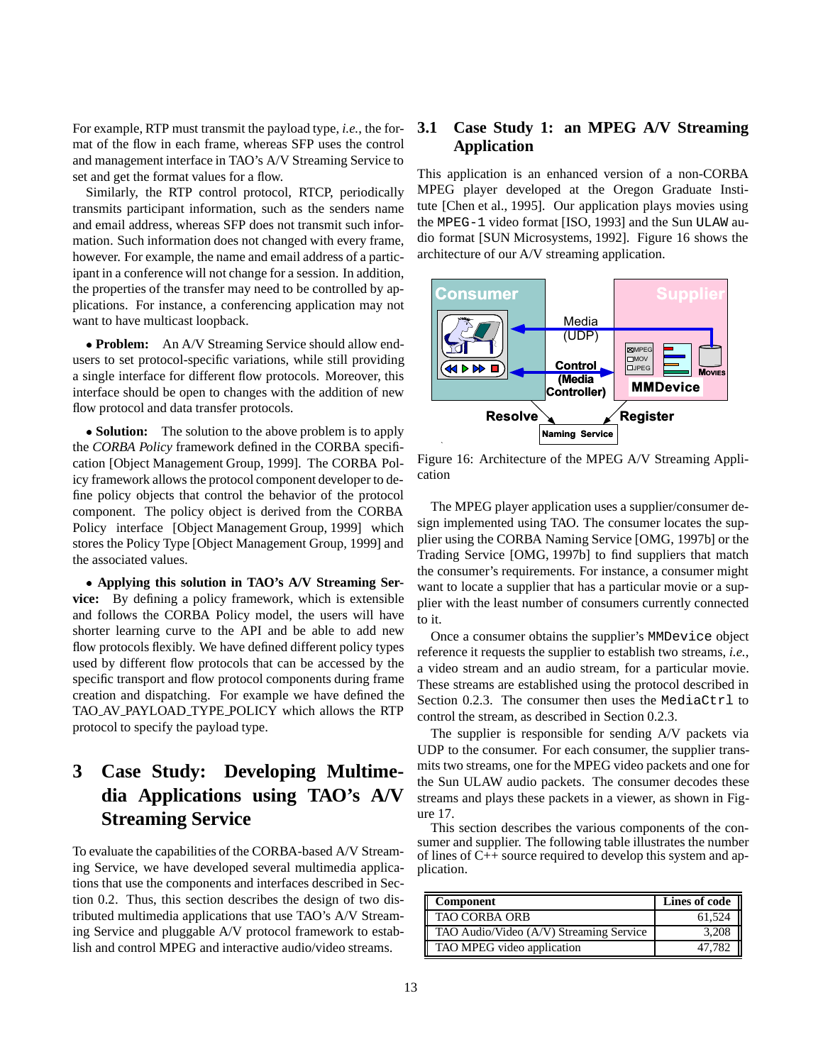For example, RTP must transmit the payload type, *i.e.*, the format of the flow in each frame, whereas SFP uses the control and management interface in TAO's A/V Streaming Service to set and get the format values for a flow.

Similarly, the RTP control protocol, RTCP, periodically transmits participant information, such as the senders name and email address, whereas SFP does not transmit such information. Such information does not changed with every frame, however. For example, the name and email address of a participant in a conference will not change for a session. In addition, the properties of the transfer may need to be controlled by applications. For instance, a conferencing application may not want to have multicast loopback.

- **Problem:** An A/V Streaming Service should allow end-users to set protocol-specific variations, while still providing a single interface for different flow protocols. Moreover, this interface should be open to changes with the addition of new flow protocol and data transfer protocols.

- **Solution:** The solution to the above problem is to apply the *CORBA Policy* framework defined in the CORBA specification [Object Management Group, 1999]. The CORBA Policy framework allows the protocol component developer to define policy objects that control the behavior of the protocol component. The policy object is derived from the CORBA Policy interface [Object Management Group, 1999] which stores the Policy Type [Object Management Group, 1999] and the associated values.

- **Applying this solution in TAO's A/V Streaming Service:** By defining a policy framework, which is extensible and follows the CORBA Policy model, the users will have shorter learning curve to the API and be able to add new flow protocols flexibly. We have defined different policy types used by different flow protocols that can be accessed by the specific transport and flow protocol components during frame creation and dispatching. For example we have defined the TAO_AV_PAYLOAD_TYPE_POLICY which allows the RTP protocol to specify the payload type.

# 3 Case Study: Developing Multimedia Applications using TAO's A/V Streaming Service

To evaluate the capabilities of the CORBA-based A/V Streaming Service, we have developed several multimedia applications that use the components and interfaces described in Section 0.2. Thus, this section describes the design of two distributed multimedia applications that use TAO's A/V Streaming Service and pluggable A/V protocol framework to establish and control MPEG and interactive audio/video streams.

## 3.1 Case Study 1: an MPEG A/V Streaming Application

This application is an enhanced version of a non-CORBA MPEG player developed at the Oregon Graduate Institute [Chen et al., 1995]. Our application plays movies using the `MPEG-1` video format [ISO, 1993] and the Sun `ULAW` audio format [SUN Microsystems, 1992]. Figure 16 shows the architecture of our A/V streaming application.

Consumer
Supplier
Media (UDP)
Control (Media Controller)
MPEG
MOV
JPEG
MOVIES
MMDevice
Resolve
Register
Naming Service

Figure 16: Architecture of the MPEG A/V Streaming Application

The MPEG player application uses a supplier/consumer design implemented using TAO. The consumer locates the supplier using the CORBA Naming Service [OMG, 1997b] or the Trading Service [OMG, 1997b] to find suppliers that match the consumer's requirements. For instance, a consumer might want to locate a supplier that has a particular movie or a supplier with the least number of consumers currently connected to it.

Once a consumer obtains the supplier's `MMDevice` object reference it requests the supplier to establish two streams, *i.e.*, a video stream and an audio stream, for a particular movie. These streams are established using the protocol described in Section 0.2.3. The consumer then uses the `MediaCtrl` to control the stream, as described in Section 0.2.3.

The supplier is responsible for sending A/V packets via UDP to the consumer. For each consumer, the supplier transmits two streams, one for the MPEG video packets and one for the Sun ULAW audio packets. The consumer decodes these streams and plays these packets in a viewer, as shown in Figure 17.

This section describes the various components of the consumer and supplier. The following table illustrates the number of lines of C++ source required to develop this system and application.

| Component | Lines of code |
|---|---|
| TAO CORBA ORB | 61,524 |
| TAO Audio/Video (A/V) Streaming Service | 3,208 |
| TAO MPEG video application | 47,782 |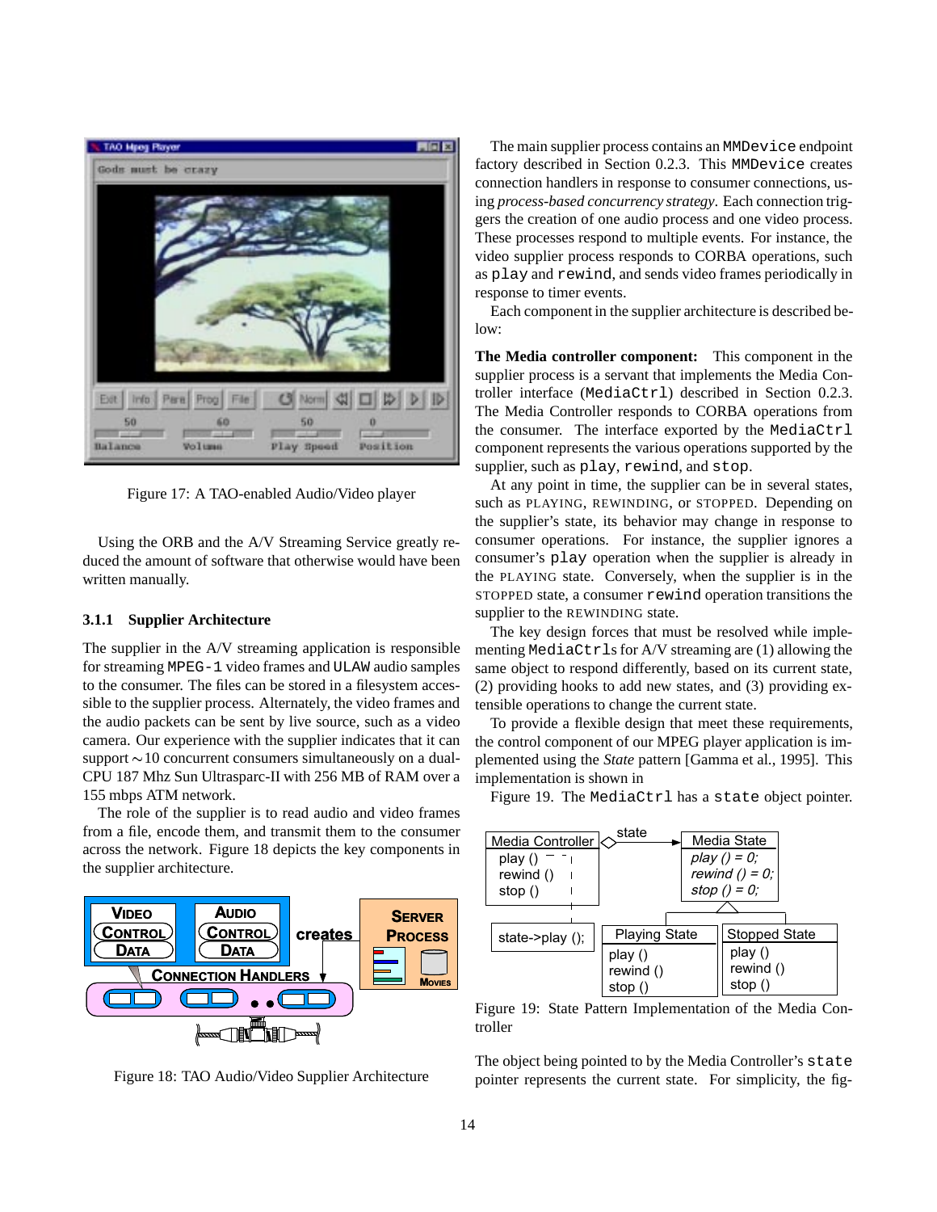Figure 17: A TAO-enabled Audio/Video player

Using the ORB and the A/V Streaming Service greatly reduced the amount of software that otherwise would have been written manually.

### 3.1.1 Supplier Architecture

The supplier in the A/V streaming application is responsible for streaming MPEG-1 video frames and ULAW audio samples to the consumer. The files can be stored in a filesystem accessible to the supplier process. Alternately, the video frames and the audio packets can be sent by live source, such as a video camera. Our experience with the supplier indicates that it can support ~10 concurrent consumers simultaneously on a dual-CPU 187 Mhz Sun Ultrasparc-II with 256 MB of RAM over a 155 mbps ATM network.

The role of the supplier is to read audio and video frames from a file, encode them, and transmit them to the consumer across the network. Figure 18 depicts the key components in the supplier architecture.

Figure 18: TAO Audio/Video Supplier Architecture

The main supplier process contains an MMDevice endpoint factory described in Section 0.2.3. This MMDevice creates connection handlers in response to consumer connections, using *process-based concurrency strategy*. Each connection triggers the creation of one audio process and one video process. These processes respond to multiple events. For instance, the video supplier process responds to CORBA operations, such as play and rewind, and sends video frames periodically in response to timer events.

Each component in the supplier architecture is described below:

**The Media controller component:** This component in the supplier process is a servant that implements the Media Controller interface (MediaCtrl) described in Section 0.2.3. The Media Controller responds to CORBA operations from the consumer. The interface exported by the MediaCtrl component represents the various operations supported by the supplier, such as play, rewind, and stop.

At any point in time, the supplier can be in several states, such as PLAYING, REWINDING, or STOPPED. Depending on the supplier's state, its behavior may change in response to consumer operations. For instance, the supplier ignores a consumer's play operation when the supplier is already in the PLAYING state. Conversely, when the supplier is in the STOPPED state, a consumer rewind operation transitions the supplier to the REWINDING state.

The key design forces that must be resolved while implementing MediaCtrls for A/V streaming are (1) allowing the same object to respond differently, based on its current state, (2) providing hooks to add new states, and (3) providing extensible operations to change the current state.

To provide a flexible design that meet these requirements, the control component of our MPEG player application is implemented using the *State* pattern [Gamma et al., 1995]. This implementation is shown in

Figure 19. The MediaCtrl has a state object pointer.

Figure 19: State Pattern Implementation of the Media Controller

The object being pointed to by the Media Controller's state pointer represents the current state. For simplicity, the fig-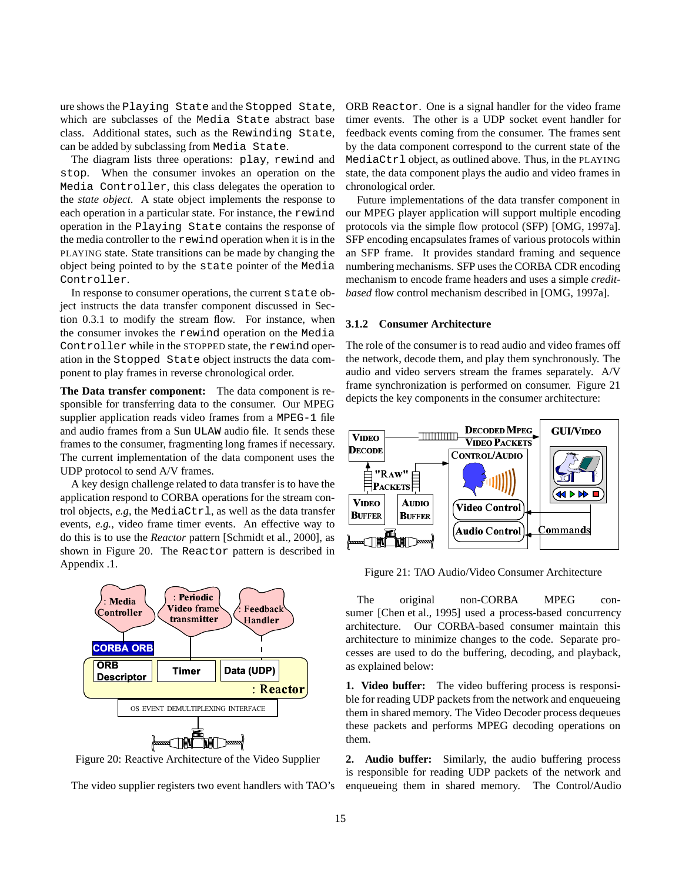ure shows the Playing State and the Stopped State, which are subclasses of the Media State abstract base class. Additional states, such as the Rewinding State, can be added by subclassing from Media State.

The diagram lists three operations: play, rewind and stop. When the consumer invokes an operation on the Media Controller, this class delegates the operation to the *state object*. A state object implements the response to each operation in a particular state. For instance, the rewind operation in the Playing State contains the response of the media controller to the rewind operation when it is in the PLAYING state. State transitions can be made by changing the object being pointed to by the state pointer of the Media Controller.

In response to consumer operations, the current state object instructs the data transfer component discussed in Section 0.3.1 to modify the stream flow. For instance, when the consumer invokes the rewind operation on the Media Controller while in the STOPPED state, the rewind operation in the Stopped State object instructs the data component to play frames in reverse chronological order.

**The Data transfer component:** The data component is responsible for transferring data to the consumer. Our MPEG supplier application reads video frames from a MPEG-1 file and audio frames from a Sun ULAW audio file. It sends these frames to the consumer, fragmenting long frames if necessary. The current implementation of the data component uses the UDP protocol to send A/V frames.

A key design challenge related to data transfer is to have the application respond to CORBA operations for the stream control objects, *e.g*, the MediaCtrl, as well as the data transfer events, *e.g.*, video frame timer events. An effective way to do this is to use the *Reactor* pattern [Schmidt et al., 2000], as shown in Figure 20. The Reactor pattern is described in Appendix .1.

: Media Controller
: Periodic Video frame transmitter
: Feedback Handler
CORBA ORB
ORB Descriptor
Timer
Data (UDP)
: Reactor
OS EVENT DEMULTIPLEXING INTERFACE

Figure 20: Reactive Architecture of the Video Supplier

The video supplier registers two event handlers with TAO's ORB Reactor. One is a signal handler for the video frame timer events. The other is a UDP socket event handler for feedback events coming from the consumer. The frames sent by the data component correspond to the current state of the MediaCtrl object, as outlined above. Thus, in the PLAYING state, the data component plays the audio and video frames in chronological order.

Future implementations of the data transfer component in our MPEG player application will support multiple encoding protocols via the simple flow protocol (SFP) [OMG, 1997a]. SFP encoding encapsulates frames of various protocols within an SFP frame. It provides standard framing and sequence numbering mechanisms. SFP uses the CORBA CDR encoding mechanism to encode frame headers and uses a simple *credit-based* flow control mechanism described in [OMG, 1997a].

### 3.1.2 Consumer Architecture

The role of the consumer is to read audio and video frames off the network, decode them, and play them synchronously. The audio and video servers stream the frames separately. A/V frame synchronization is performed on consumer. Figure 21 depicts the key components in the consumer architecture:

VIDEO DECODE
DECODED MPEG VIDEO PACKETS
GUI/VIDEO
CONTROL/AUDIO
"RAW" PACKETS
VIDEO BUFFER
AUDIO BUFFER
Video Control
Audio Control
Commands

Figure 21: TAO Audio/Video Consumer Architecture

The original non-CORBA MPEG consumer [Chen et al., 1995] used a process-based concurrency architecture. Our CORBA-based consumer maintain this architecture to minimize changes to the code. Separate processes are used to do the buffering, decoding, and playback, as explained below:

**1. Video buffer:** The video buffering process is responsible for reading UDP packets from the network and enqueueing them in shared memory. The Video Decoder process dequeues these packets and performs MPEG decoding operations on them.

**2. Audio buffer:** Similarly, the audio buffering process is responsible for reading UDP packets of the network and enqueueing them in shared memory. The Control/Audio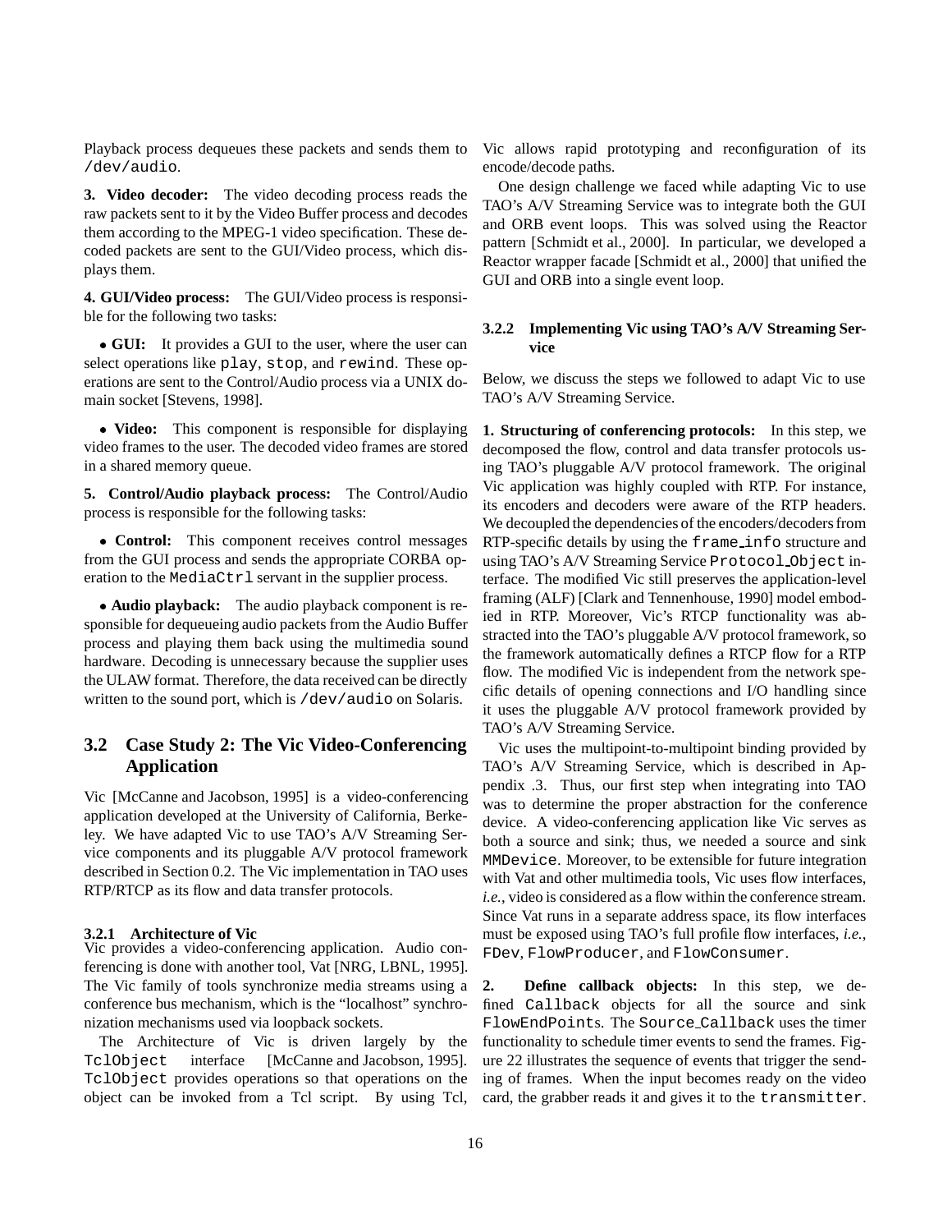Playback process dequeues these packets and sends them to `/dev/audio`.

**3. Video decoder:** The video decoding process reads the raw packets sent to it by the Video Buffer process and decodes them according to the MPEG-1 video specification. These decoded packets are sent to the GUI/Video process, which displays them.

**4. GUI/Video process:** The GUI/Video process is responsible for the following two tasks:

- **GUI:** It provides a GUI to the user, where the user can select operations like `play`, `stop`, and `rewind`. These operations are sent to the Control/Audio process via a UNIX domain socket [Stevens, 1998].

- **Video:** This component is responsible for displaying video frames to the user. The decoded video frames are stored in a shared memory queue.

**5. Control/Audio playback process:** The Control/Audio process is responsible for the following tasks:

- **Control:** This component receives control messages from the GUI process and sends the appropriate CORBA operation to the `MediaCtrl` servant in the supplier process.

- **Audio playback:** The audio playback component is responsible for dequeueing audio packets from the Audio Buffer process and playing them back using the multimedia sound hardware. Decoding is unnecessary because the supplier uses the ULAW format. Therefore, the data received can be directly written to the sound port, which is `/dev/audio` on Solaris.

## 3.2 Case Study 2: The Vic Video-Conferencing Application

Vic [McCanne and Jacobson, 1995] is a video-conferencing application developed at the University of California, Berkeley. We have adapted Vic to use TAO's A/V Streaming Service components and its pluggable A/V protocol framework described in Section 0.2. The Vic implementation in TAO uses RTP/RTCP as its flow and data transfer protocols.

### 3.2.1 Architecture of Vic

Vic provides a video-conferencing application. Audio conferencing is done with another tool, Vat [NRG, LBNL, 1995]. The Vic family of tools synchronize media streams using a conference bus mechanism, which is the "localhost" synchronization mechanisms used via loopback sockets.

The Architecture of Vic is driven largely by the `TclObject` interface [McCanne and Jacobson, 1995]. `TclObject` provides operations so that operations on the object can be invoked from a Tcl script. By using Tcl, Vic allows rapid prototyping and reconfiguration of its encode/decode paths.

One design challenge we faced while adapting Vic to use TAO's A/V Streaming Service was to integrate both the GUI and ORB event loops. This was solved using the Reactor pattern [Schmidt et al., 2000]. In particular, we developed a Reactor wrapper facade [Schmidt et al., 2000] that unified the GUI and ORB into a single event loop.

### 3.2.2 Implementing Vic using TAO's A/V Streaming Service

Below, we discuss the steps we followed to adapt Vic to use TAO's A/V Streaming Service.

**1. Structuring of conferencing protocols:** In this step, we decomposed the flow, control and data transfer protocols using TAO's pluggable A/V protocol framework. The original Vic application was highly coupled with RTP. For instance, its encoders and decoders were aware of the RTP headers. We decoupled the dependencies of the encoders/decoders from RTP-specific details by using the `frame_info` structure and using TAO's A/V Streaming Service `Protocol_Object` interface. The modified Vic still preserves the application-level framing (ALF) [Clark and Tennenhouse, 1990] model embodied in RTP. Moreover, Vic's RTCP functionality was abstracted into the TAO's pluggable A/V protocol framework, so the framework automatically defines a RTCP flow for a RTP flow. The modified Vic is independent from the network specific details of opening connections and I/O handling since it uses the pluggable A/V protocol framework provided by TAO's A/V Streaming Service.

Vic uses the multipoint-to-multipoint binding provided by TAO's A/V Streaming Service, which is described in Appendix .3. Thus, our first step when integrating into TAO was to determine the proper abstraction for the conference device. A video-conferencing application like Vic serves as both a source and sink; thus, we needed a source and sink `MMDevice`. Moreover, to be extensible for future integration with Vat and other multimedia tools, Vic uses flow interfaces, *i.e.*, video is considered as a flow within the conference stream. Since Vat runs in a separate address space, its flow interfaces must be exposed using TAO's full profile flow interfaces, *i.e.*, `FDev`, `FlowProducer`, and `FlowConsumer`.

**2. Define callback objects:** In this step, we defined `Callback` objects for all the source and sink `FlowEndPoint`s. The `Source_Callback` uses the timer functionality to schedule timer events to send the frames. Figure 22 illustrates the sequence of events that trigger the sending of frames. When the input becomes ready on the video card, the grabber reads it and gives it to the `transmitter`.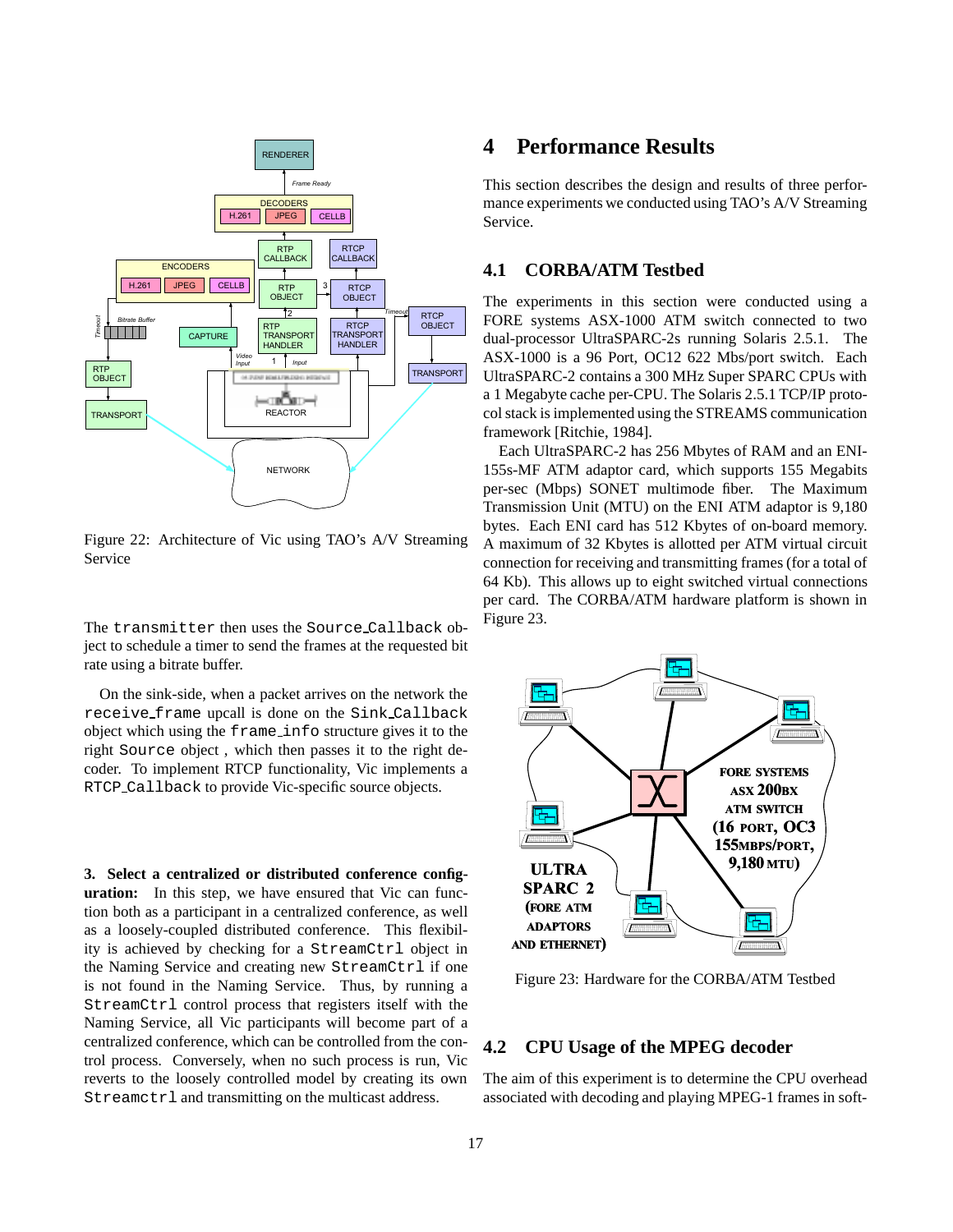Figure 22: Architecture of Vic using TAO's A/V Streaming Service

The transmitter then uses the Source_Callback object to schedule a timer to send the frames at the requested bit rate using a bitrate buffer.

On the sink-side, when a packet arrives on the network the receive_frame upcall is done on the Sink_Callback object which using the frame_info structure gives it to the right Source object , which then passes it to the right decoder. To implement RTCP functionality, Vic implements a RTCP_Callback to provide Vic-specific source objects.

**3. Select a centralized or distributed conference configuration:** In this step, we have ensured that Vic can function both as a participant in a centralized conference, as well as a loosely-coupled distributed conference. This flexibility is achieved by checking for a StreamCtrl object in the Naming Service and creating new StreamCtrl if one is not found in the Naming Service. Thus, by running a StreamCtrl control process that registers itself with the Naming Service, all Vic participants will become part of a centralized conference, which can be controlled from the control process. Conversely, when no such process is run, Vic reverts to the loosely controlled model by creating its own Streamctrl and transmitting on the multicast address.

# 4 Performance Results

This section describes the design and results of three performance experiments we conducted using TAO's A/V Streaming Service.

## 4.1 CORBA/ATM Testbed

The experiments in this section were conducted using a FORE systems ASX-1000 ATM switch connected to two dual-processor UltraSPARC-2s running Solaris 2.5.1. The ASX-1000 is a 96 Port, OC12 622 Mbs/port switch. Each UltraSPARC-2 contains a 300 MHz Super SPARC CPUs with a 1 Megabyte cache per-CPU. The Solaris 2.5.1 TCP/IP protocol stack is implemented using the STREAMS communication framework [Ritchie, 1984].

Each UltraSPARC-2 has 256 Mbytes of RAM and an ENI-155s-MF ATM adaptor card, which supports 155 Megabits per-sec (Mbps) SONET multimode fiber. The Maximum Transmission Unit (MTU) on the ENI ATM adaptor is 9,180 bytes. Each ENI card has 512 Kbytes of on-board memory. A maximum of 32 Kbytes is allotted per ATM virtual circuit connection for receiving and transmitting frames (for a total of 64 Kb). This allows up to eight switched virtual connections per card. The CORBA/ATM hardware platform is shown in Figure 23.

Figure 23: Hardware for the CORBA/ATM Testbed

## 4.2 CPU Usage of the MPEG decoder

The aim of this experiment is to determine the CPU overhead associated with decoding and playing MPEG-1 frames in soft-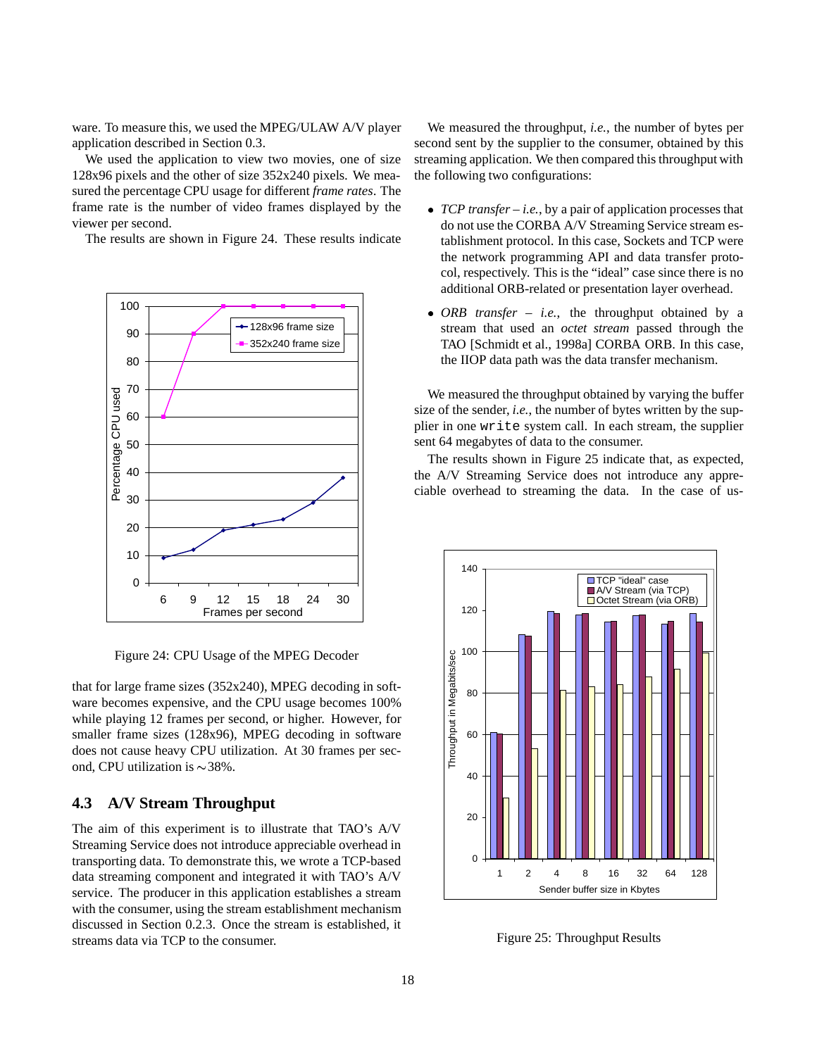ware. To measure this, we used the MPEG/ULAW A/V player application described in Section 0.3.

We used the application to view two movies, one of size 128x96 pixels and the other of size 352x240 pixels. We measured the percentage CPU usage for different *frame rates*. The frame rate is the number of video frames displayed by the viewer per second.

The results are shown in Figure 24. These results indicate that for large frame sizes (352x240), MPEG decoding in software becomes expensive, and the CPU usage becomes 100% while playing 12 frames per second, or higher. However, for smaller frame sizes (128x96), MPEG decoding in software does not cause heavy CPU utilization. At 30 frames per second, CPU utilization is ∼38%.

Figure 24: CPU Usage of the MPEG Decoder

### 4.3 A/V Stream Throughput

The aim of this experiment is to illustrate that TAO's A/V Streaming Service does not introduce appreciable overhead in transporting data. To demonstrate this, we wrote a TCP-based data streaming component and integrated it with TAO's A/V service. The producer in this application establishes a stream with the consumer, using the stream establishment mechanism discussed in Section 0.2.3. Once the stream is established, it streams data via TCP to the consumer.

We measured the throughput, *i.e.*, the number of bytes per second sent by the supplier to the consumer, obtained by this streaming application. We then compared this throughput with the following two configurations:

- *TCP transfer* – *i.e.*, by a pair of application processes that do not use the CORBA A/V Streaming Service stream establishment protocol. In this case, Sockets and TCP were the network programming API and data transfer protocol, respectively. This is the "ideal" case since there is no additional ORB-related or presentation layer overhead.
- *ORB transfer* – *i.e.*, the throughput obtained by a stream that used an *octet stream* passed through the TAO [Schmidt et al., 1998a] CORBA ORB. In this case, the IIOP data path was the data transfer mechanism.

We measured the throughput obtained by varying the buffer size of the sender, *i.e.*, the number of bytes written by the supplier in one `write` system call. In each stream, the supplier sent 64 megabytes of data to the consumer.

The results shown in Figure 25 indicate that, as expected, the A/V Streaming Service does not introduce any appreciable overhead to streaming the data. In the case of us-

Figure 25: Throughput Results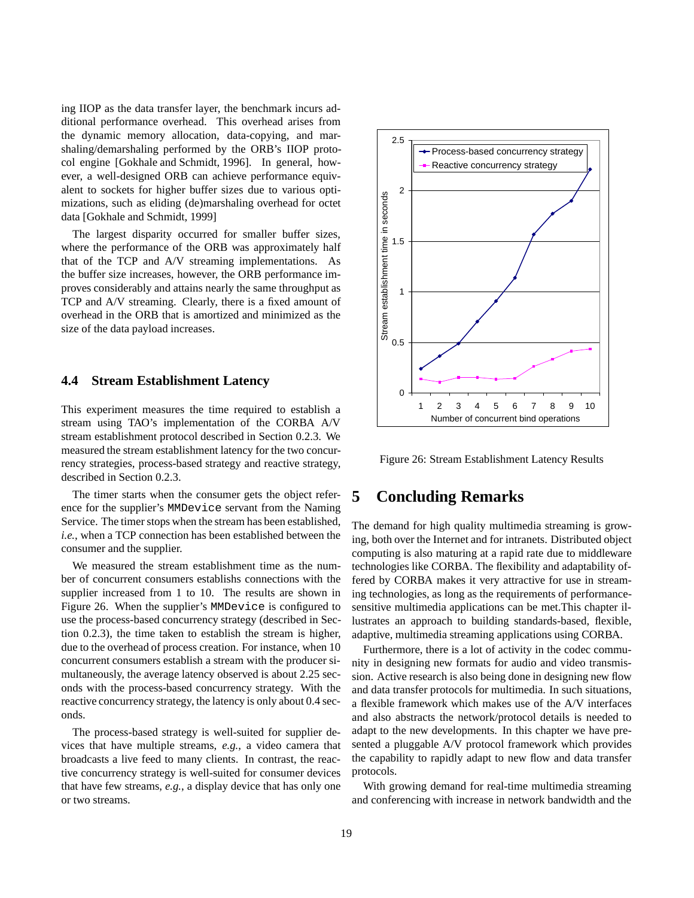ing IIOP as the data transfer layer, the benchmark incurs additional performance overhead. This overhead arises from the dynamic memory allocation, data-copying, and marshaling/demarshaling performed by the ORB's IIOP protocol engine [Gokhale and Schmidt, 1996]. In general, however, a well-designed ORB can achieve performance equivalent to sockets for higher buffer sizes due to various optimizations, such as eliding (de)marshaling overhead for octet data [Gokhale and Schmidt, 1999]

The largest disparity occurred for smaller buffer sizes, where the performance of the ORB was approximately half that of the TCP and A/V streaming implementations. As the buffer size increases, however, the ORB performance improves considerably and attains nearly the same throughput as TCP and A/V streaming. Clearly, there is a fixed amount of overhead in the ORB that is amortized and minimized as the size of the data payload increases.

### 4.4 Stream Establishment Latency

This experiment measures the time required to establish a stream using TAO's implementation of the CORBA A/V stream establishment protocol described in Section 0.2.3. We measured the stream establishment latency for the two concurrency strategies, process-based strategy and reactive strategy, described in Section 0.2.3.

The timer starts when the consumer gets the object reference for the supplier's `MMDevice` servant from the Naming Service. The timer stops when the stream has been established, *i.e.*, when a TCP connection has been established between the consumer and the supplier.

We measured the stream establishment time as the number of concurrent consumers establishes connections with the supplier increased from 1 to 10. The results are shown in Figure 26. When the supplier's `MMDevice` is configured to use the process-based concurrency strategy (described in Section 0.2.3), the time taken to establish the stream is higher, due to the overhead of process creation. For instance, when 10 concurrent consumers establish a stream with the producer simultaneously, the average latency observed is about 2.25 seconds with the process-based concurrency strategy. With the reactive concurrency strategy, the latency is only about 0.4 seconds.

The process-based strategy is well-suited for supplier devices that have multiple streams, *e.g.*, a video camera that broadcasts a live feed to many clients. In contrast, the reactive concurrency strategy is well-suited for consumer devices that have few streams, *e.g.*, a display device that has only one or two streams.

Figure 26: Stream Establishment Latency Results

## 5 Concluding Remarks

The demand for high quality multimedia streaming is growing, both over the Internet and for intranets. Distributed object computing is also maturing at a rapid rate due to middleware technologies like CORBA. The flexibility and adaptability offered by CORBA makes it very attractive for use in streaming technologies, as long as the requirements of performance-sensitive multimedia applications can be met.This chapter illustrates an approach to building standards-based, flexible, adaptive, multimedia streaming applications using CORBA.

Furthermore, there is a lot of activity in the codec community in designing new formats for audio and video transmission. Active research is also being done in designing new flow and data transfer protocols for multimedia. In such situations, a flexible framework which makes use of the A/V interfaces and also abstracts the network/protocol details is needed to adapt to the new developments. In this chapter we have presented a pluggable A/V protocol framework which provides the capability to rapidly adapt to new flow and data transfer protocols.

With growing demand for real-time multimedia streaming and conferencing with increase in network bandwidth and the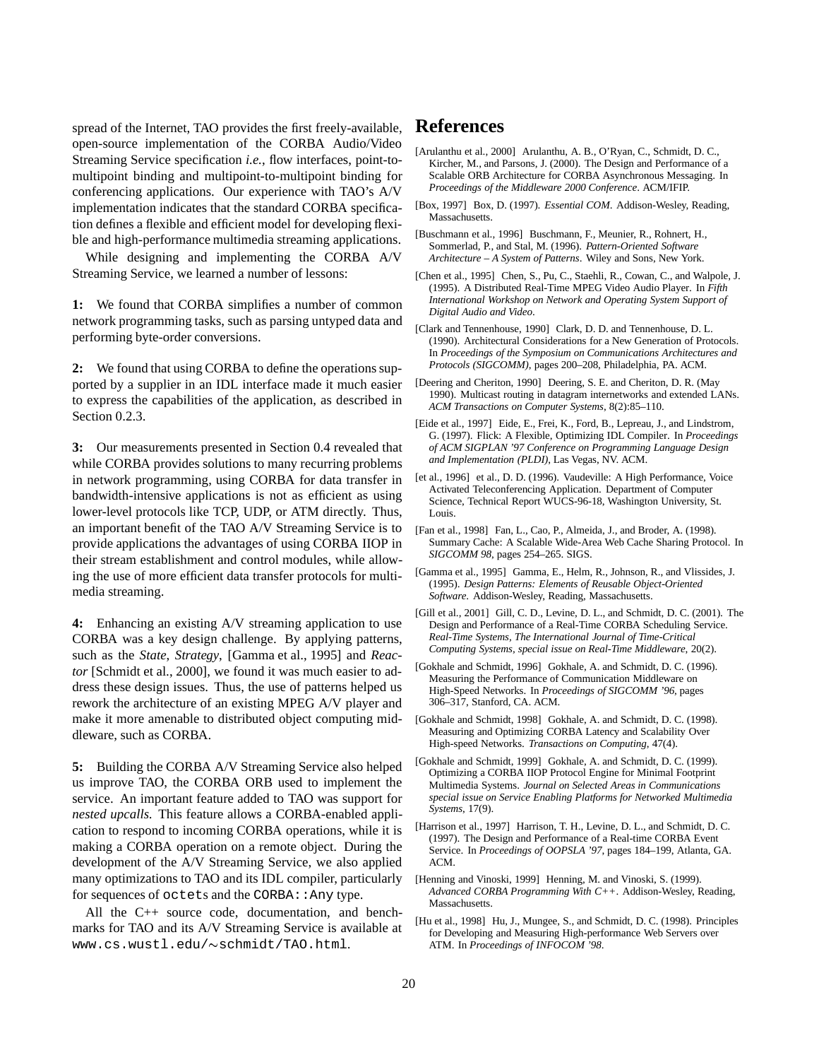spread of the Internet, TAO provides the first freely-available, open-source implementation of the CORBA Audio/Video Streaming Service specification *i.e.*, flow interfaces, point-to-multipoint binding and multipoint-to-multipoint binding for conferencing applications. Our experience with TAO's A/V implementation indicates that the standard CORBA specification defines a flexible and efficient model for developing flexible and high-performance multimedia streaming applications.

While designing and implementing the CORBA A/V Streaming Service, we learned a number of lessons:

**1:** We found that CORBA simplifies a number of common network programming tasks, such as parsing untyped data and performing byte-order conversions.

**2:** We found that using CORBA to define the operations supported by a supplier in an IDL interface made it much easier to express the capabilities of the application, as described in Section 0.2.3.

**3:** Our measurements presented in Section 0.4 revealed that while CORBA provides solutions to many recurring problems in network programming, using CORBA for data transfer in bandwidth-intensive applications is not as efficient as using lower-level protocols like TCP, UDP, or ATM directly. Thus, an important benefit of the TAO A/V Streaming Service is to provide applications the advantages of using CORBA IIOP in their stream establishment and control modules, while allowing the use of more efficient data transfer protocols for multimedia streaming.

**4:** Enhancing an existing A/V streaming application to use CORBA was a key design challenge. By applying patterns, such as the *State*, *Strategy*, [Gamma et al., 1995] and *Reactor* [Schmidt et al., 2000], we found it was much easier to address these design issues. Thus, the use of patterns helped us rework the architecture of an existing MPEG A/V player and make it more amenable to distributed object computing middleware, such as CORBA.

**5:** Building the CORBA A/V Streaming Service also helped us improve TAO, the CORBA ORB used to implement the service. An important feature added to TAO was support for *nested upcalls*. This feature allows a CORBA-enabled application to respond to incoming CORBA operations, while it is making a CORBA operation on a remote object. During the development of the A/V Streaming Service, we also applied many optimizations to TAO and its IDL compiler, particularly for sequences of `octet`s and the `CORBA::Any` type.

All the C++ source code, documentation, and benchmarks for TAO and its A/V Streaming Service is available at `www.cs.wustl.edu/~schmidt/TAO.html`.

# References

[Arulanthu et al., 2000] Arulanthu, A. B., O'Ryan, C., Schmidt, D. C., Kircher, M., and Parsons, J. (2000). The Design and Performance of a Scalable ORB Architecture for CORBA Asynchronous Messaging. In *Proceedings of the Middleware 2000 Conference*. ACM/IFIP.

[Box, 1997] Box, D. (1997). *Essential COM*. Addison-Wesley, Reading, Massachusetts.

[Buschmann et al., 1996] Buschmann, F., Meunier, R., Rohnert, H., Sommerlad, P., and Stal, M. (1996). *Pattern-Oriented Software Architecture – A System of Patterns*. Wiley and Sons, New York.

[Chen et al., 1995] Chen, S., Pu, C., Staehli, R., Cowan, C., and Walpole, J. (1995). A Distributed Real-Time MPEG Video Audio Player. In *Fifth International Workshop on Network and Operating System Support of Digital Audio and Video*.

[Clark and Tennenhouse, 1990] Clark, D. D. and Tennenhouse, D. L. (1990). Architectural Considerations for a New Generation of Protocols. In *Proceedings of the Symposium on Communications Architectures and Protocols (SIGCOMM)*, pages 200–208, Philadelphia, PA. ACM.

[Deering and Cheriton, 1990] Deering, S. E. and Cheriton, D. R. (May 1990). Multicast routing in datagram internetworks and extended LANs. *ACM Transactions on Computer Systems*, 8(2):85–110.

[Eide et al., 1997] Eide, E., Frei, K., Ford, B., Lepreau, J., and Lindstrom, G. (1997). Flick: A Flexible, Optimizing IDL Compiler. In *Proceedings of ACM SIGPLAN '97 Conference on Programming Language Design and Implementation (PLDI)*, Las Vegas, NV. ACM.

[et al., 1996] et al., D. D. (1996). Vaudeville: A High Performance, Voice Activated Teleconferencing Application. Department of Computer Science, Technical Report WUCS-96-18, Washington University, St. Louis.

[Fan et al., 1998] Fan, L., Cao, P., Almeida, J., and Broder, A. (1998). Summary Cache: A Scalable Wide-Area Web Cache Sharing Protocol. In *SIGCOMM 98*, pages 254–265. SIGS.

[Gamma et al., 1995] Gamma, E., Helm, R., Johnson, R., and Vlissides, J. (1995). *Design Patterns: Elements of Reusable Object-Oriented Software*. Addison-Wesley, Reading, Massachusetts.

[Gill et al., 2001] Gill, C. D., Levine, D. L., and Schmidt, D. C. (2001). The Design and Performance of a Real-Time CORBA Scheduling Service. *Real-Time Systems, The International Journal of Time-Critical Computing Systems, special issue on Real-Time Middleware*, 20(2).

[Gokhale and Schmidt, 1996] Gokhale, A. and Schmidt, D. C. (1996). Measuring the Performance of Communication Middleware on High-Speed Networks. In *Proceedings of SIGCOMM '96*, pages 306–317, Stanford, CA. ACM.

[Gokhale and Schmidt, 1998] Gokhale, A. and Schmidt, D. C. (1998). Measuring and Optimizing CORBA Latency and Scalability Over High-speed Networks. *Transactions on Computing*, 47(4).

[Gokhale and Schmidt, 1999] Gokhale, A. and Schmidt, D. C. (1999). Optimizing a CORBA IIOP Protocol Engine for Minimal Footprint Multimedia Systems. *Journal on Selected Areas in Communications special issue on Service Enabling Platforms for Networked Multimedia Systems*, 17(9).

[Harrison et al., 1997] Harrison, T. H., Levine, D. L., and Schmidt, D. C. (1997). The Design and Performance of a Real-time CORBA Event Service. In *Proceedings of OOPSLA '97*, pages 184–199, Atlanta, GA. ACM.

[Henning and Vinoski, 1999] Henning, M. and Vinoski, S. (1999). *Advanced CORBA Programming With C++*. Addison-Wesley, Reading, Massachusetts.

[Hu et al., 1998] Hu, J., Mungee, S., and Schmidt, D. C. (1998). Principles for Developing and Measuring High-performance Web Servers over ATM. In *Proceedings of INFOCOM '98*.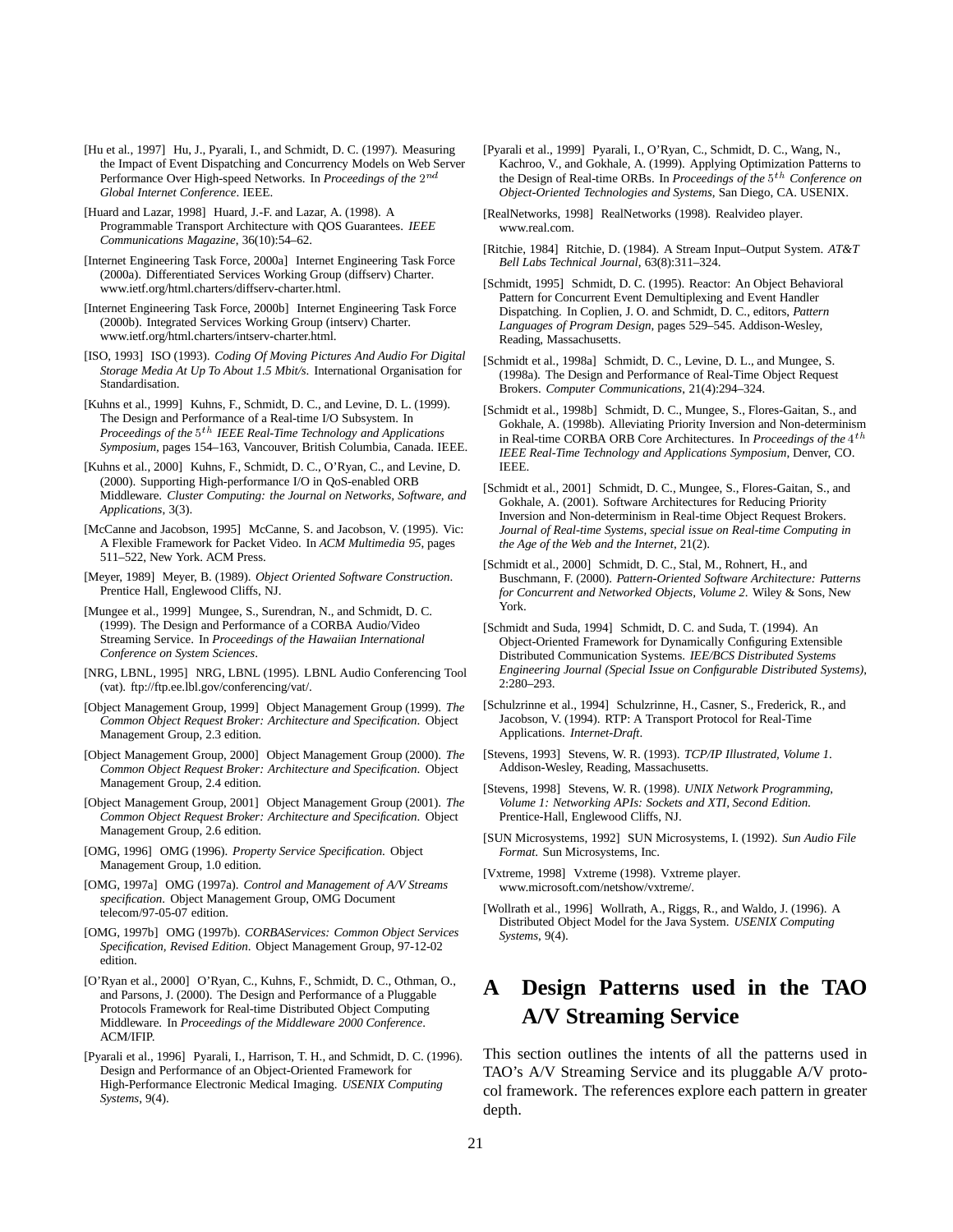[Hu et al., 1997] Hu, J., Pyarali, I., and Schmidt, D. C. (1997). Measuring the Impact of Event Dispatching and Concurrency Models on Web Server Performance Over High-speed Networks. In *Proceedings of the $2^{nd}$ Global Internet Conference*. IEEE.

[Huard and Lazar, 1998] Huard, J.-F. and Lazar, A. (1998). A Programmable Transport Architecture with QOS Guarantees. *IEEE Communications Magazine*, 36(10):54–62.

[Internet Engineering Task Force, 2000a] Internet Engineering Task Force (2000a). Differentiated Services Working Group (diffserv) Charter. www.ietf.org/html.charters/diffserv-charter.html.

[Internet Engineering Task Force, 2000b] Internet Engineering Task Force (2000b). Integrated Services Working Group (intserv) Charter. www.ietf.org/html.charters/intserv-charter.html.

[ISO, 1993] ISO (1993). *Coding Of Moving Pictures And Audio For Digital Storage Media At Up To About 1.5 Mbit/s*. International Organisation for Standardisation.

[Kuhns et al., 1999] Kuhns, F., Schmidt, D. C., and Levine, D. L. (1999). The Design and Performance of a Real-time I/O Subsystem. In *Proceedings of the $5^{th}$ IEEE Real-Time Technology and Applications Symposium*, pages 154–163, Vancouver, British Columbia, Canada. IEEE.

[Kuhns et al., 2000] Kuhns, F., Schmidt, D. C., O'Ryan, C., and Levine, D. (2000). Supporting High-performance I/O in QoS-enabled ORB Middleware. *Cluster Computing: the Journal on Networks, Software, and Applications*, 3(3).

[McCanne and Jacobson, 1995] McCanne, S. and Jacobson, V. (1995). Vic: A Flexible Framework for Packet Video. In *ACM Multimedia 95*, pages 511–522, New York. ACM Press.

[Meyer, 1989] Meyer, B. (1989). *Object Oriented Software Construction*. Prentice Hall, Englewood Cliffs, NJ.

[Mungee et al., 1999] Mungee, S., Surendran, N., and Schmidt, D. C. (1999). The Design and Performance of a CORBA Audio/Video Streaming Service. In *Proceedings of the Hawaiian International Conference on System Sciences*.

[NRG, LBNL, 1995] NRG, LBNL (1995). LBNL Audio Conferencing Tool (vat). ftp://ftp.ee.lbl.gov/conferencing/vat/.

[Object Management Group, 1999] Object Management Group (1999). *The Common Object Request Broker: Architecture and Specification*. Object Management Group, 2.3 edition.

[Object Management Group, 2000] Object Management Group (2000). *The Common Object Request Broker: Architecture and Specification*. Object Management Group, 2.4 edition.

[Object Management Group, 2001] Object Management Group (2001). *The Common Object Request Broker: Architecture and Specification*. Object Management Group, 2.6 edition.

[OMG, 1996] OMG (1996). *Property Service Specification*. Object Management Group, 1.0 edition.

[OMG, 1997a] OMG (1997a). *Control and Management of A/V Streams specification*. Object Management Group, OMG Document telecom/97-05-07 edition.

[OMG, 1997b] OMG (1997b). *CORBAServices: Common Object Services Specification, Revised Edition*. Object Management Group, 97-12-02 edition.

[O'Ryan et al., 2000] O'Ryan, C., Kuhns, F., Schmidt, D. C., Othman, O., and Parsons, J. (2000). The Design and Performance of a Pluggable Protocols Framework for Real-time Distributed Object Computing Middleware. In *Proceedings of the Middleware 2000 Conference*. ACM/IFIP.

[Pyarali et al., 1996] Pyarali, I., Harrison, T. H., and Schmidt, D. C. (1996). Design and Performance of an Object-Oriented Framework for High-Performance Electronic Medical Imaging. *USENIX Computing Systems*, 9(4).

[Pyarali et al., 1999] Pyarali, I., O'Ryan, C., Schmidt, D. C., Wang, N., Kachroo, V., and Gokhale, A. (1999). Applying Optimization Patterns to the Design of Real-time ORBs. In *Proceedings of the $5^{th}$ Conference on Object-Oriented Technologies and Systems*, San Diego, CA. USENIX.

[RealNetworks, 1998] RealNetworks (1998). Realvideo player. www.real.com.

[Ritchie, 1984] Ritchie, D. (1984). A Stream Input–Output System. *AT&T Bell Labs Technical Journal*, 63(8):311–324.

[Schmidt, 1995] Schmidt, D. C. (1995). Reactor: An Object Behavioral Pattern for Concurrent Event Demultiplexing and Event Handler Dispatching. In Coplien, J. O. and Schmidt, D. C., editors, *Pattern Languages of Program Design*, pages 529–545. Addison-Wesley, Reading, Massachusetts.

[Schmidt et al., 1998a] Schmidt, D. C., Levine, D. L., and Mungee, S. (1998a). The Design and Performance of Real-Time Object Request Brokers. *Computer Communications*, 21(4):294–324.

[Schmidt et al., 1998b] Schmidt, D. C., Mungee, S., Flores-Gaitan, S., and Gokhale, A. (1998b). Alleviating Priority Inversion and Non-determinism in Real-time CORBA ORB Core Architectures. In *Proceedings of the $4^{th}$ IEEE Real-Time Technology and Applications Symposium*, Denver, CO. IEEE.

[Schmidt et al., 2001] Schmidt, D. C., Mungee, S., Flores-Gaitan, S., and Gokhale, A. (2001). Software Architectures for Reducing Priority Inversion and Non-determinism in Real-time Object Request Brokers. *Journal of Real-time Systems, special issue on Real-time Computing in the Age of the Web and the Internet*, 21(2).

[Schmidt et al., 2000] Schmidt, D. C., Stal, M., Rohnert, H., and Buschmann, F. (2000). *Pattern-Oriented Software Architecture: Patterns for Concurrent and Networked Objects, Volume 2*. Wiley & Sons, New York.

[Schmidt and Suda, 1994] Schmidt, D. C. and Suda, T. (1994). An Object-Oriented Framework for Dynamically Configuring Extensible Distributed Communication Systems. *IEE/BCS Distributed Systems Engineering Journal (Special Issue on Configurable Distributed Systems)*, 2:280–293.

[Schulzrinne et al., 1994] Schulzrinne, H., Casner, S., Frederick, R., and Jacobson, V. (1994). RTP: A Transport Protocol for Real-Time Applications. *Internet-Draft*.

[Stevens, 1993] Stevens, W. R. (1993). *TCP/IP Illustrated, Volume 1*. Addison-Wesley, Reading, Massachusetts.

[Stevens, 1998] Stevens, W. R. (1998). *UNIX Network Programming, Volume 1: Networking APIs: Sockets and XTI, Second Edition*. Prentice-Hall, Englewood Cliffs, NJ.

[SUN Microsystems, 1992] SUN Microsystems, I. (1992). *Sun Audio File Format*. Sun Microsystems, Inc.

[Vxtreme, 1998] Vxtreme (1998). Vxtreme player. www.microsoft.com/netshow/vxtreme/.

[Wollrath et al., 1996] Wollrath, A., Riggs, R., and Waldo, J. (1996). A Distributed Object Model for the Java System. *USENIX Computing Systems*, 9(4).

# A Design Patterns used in the TAO A/V Streaming Service

This section outlines the intents of all the patterns used in TAO's A/V Streaming Service and its pluggable A/V protocol framework. The references explore each pattern in greater depth.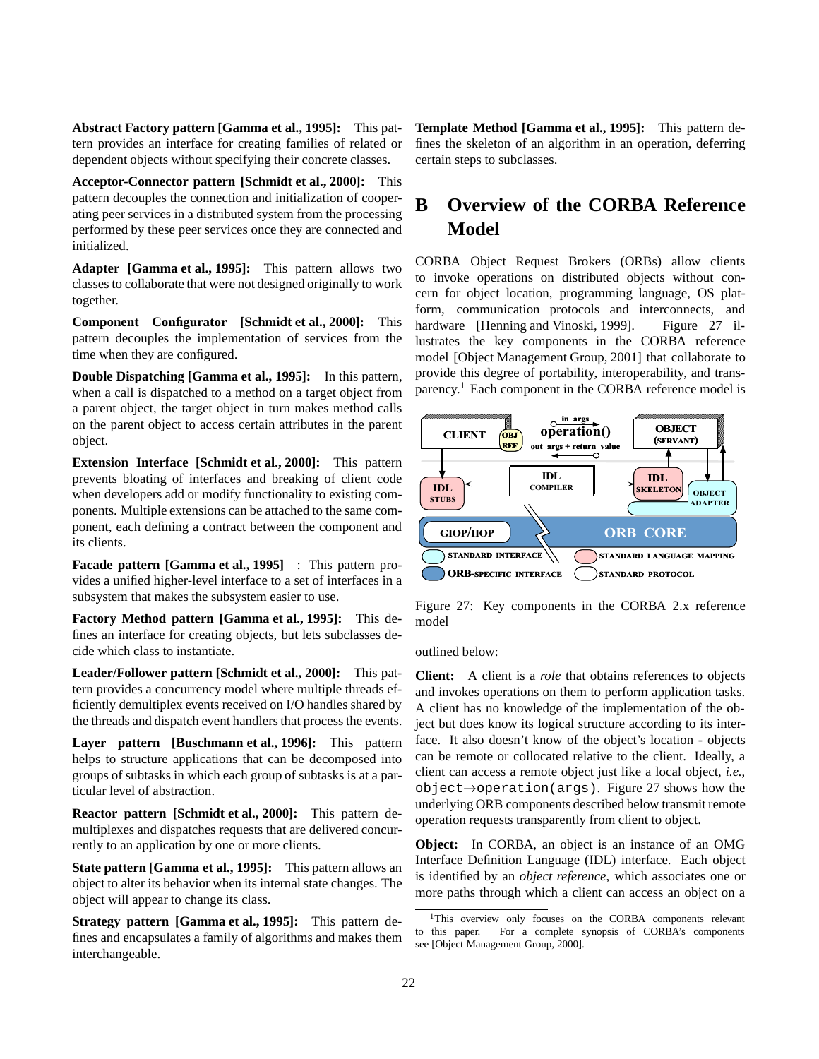**Abstract Factory pattern [Gamma et al., 1995]:** This pattern provides an interface for creating families of related or dependent objects without specifying their concrete classes.

**Acceptor-Connector pattern [Schmidt et al., 2000]:** This pattern decouples the connection and initialization of cooperating peer services in a distributed system from the processing performed by these peer services once they are connected and initialized.

**Adapter [Gamma et al., 1995]:** This pattern allows two classes to collaborate that were not designed originally to work together.

**Component Configurator [Schmidt et al., 2000]:** This pattern decouples the implementation of services from the time when they are configured.

**Double Dispatching [Gamma et al., 1995]:** In this pattern, when a call is dispatched to a method on a target object from a parent object, the target object in turn makes method calls on the parent object to access certain attributes in the parent object.

**Extension Interface [Schmidt et al., 2000]:** This pattern prevents bloating of interfaces and breaking of client code when developers add or modify functionality to existing components. Multiple extensions can be attached to the same component, each defining a contract between the component and its clients.

**Facade pattern [Gamma et al., 1995]** : This pattern provides a unified higher-level interface to a set of interfaces in a subsystem that makes the subsystem easier to use.

**Factory Method pattern [Gamma et al., 1995]:** This defines an interface for creating objects, but lets subclasses decide which class to instantiate.

**Leader/Follower pattern [Schmidt et al., 2000]:** This pattern provides a concurrency model where multiple threads efficiently demultiplex events received on I/O handles shared by the threads and dispatch event handlers that process the events.

**Layer pattern [Buschmann et al., 1996]:** This pattern helps to structure applications that can be decomposed into groups of subtasks in which each group of subtasks is at a particular level of abstraction.

**Reactor pattern [Schmidt et al., 2000]:** This pattern demultiplexes and dispatches requests that are delivered concurrently to an application by one or more clients.

**State pattern [Gamma et al., 1995]:** This pattern allows an object to alter its behavior when its internal state changes. The object will appear to change its class.

**Strategy pattern [Gamma et al., 1995]:** This pattern defines and encapsulates a family of algorithms and makes them interchangeable.

**Template Method [Gamma et al., 1995]:** This pattern defines the skeleton of an algorithm in an operation, deferring certain steps to subclasses.

# B Overview of the CORBA Reference Model

CORBA Object Request Brokers (ORBs) allow clients to invoke operations on distributed objects without concern for object location, programming language, OS platform, communication protocols and interconnects, and hardware [Henning and Vinoski, 1999]. Figure 27 illustrates the key components in the CORBA reference model [Object Management Group, 2001] that collaborate to provide this degree of portability, interoperability, and transparency.[1] Each component in the CORBA reference model is outlined below:

Figure 27: Key components in the CORBA 2.x reference model

**Client:** A client is a *role* that obtains references to objects and invokes operations on them to perform application tasks. A client has no knowledge of the implementation of the object but does know its logical structure according to its interface. It also doesn't know of the object's location - objects can be remote or collocated relative to the client. Ideally, a client can access a remote object just like a local object, *i.e.*, `object→operation(args)`. Figure 27 shows how the underlying ORB components described below transmit remote operation requests transparently from client to object.

**Object:** In CORBA, an object is an instance of an OMG Interface Definition Language (IDL) interface. Each object is identified by an *object reference*, which associates one or more paths through which a client can access an object on a

[1] This overview only focuses on the CORBA components relevant to this paper. For a complete synopsis of CORBA's components see [Object Management Group, 2000].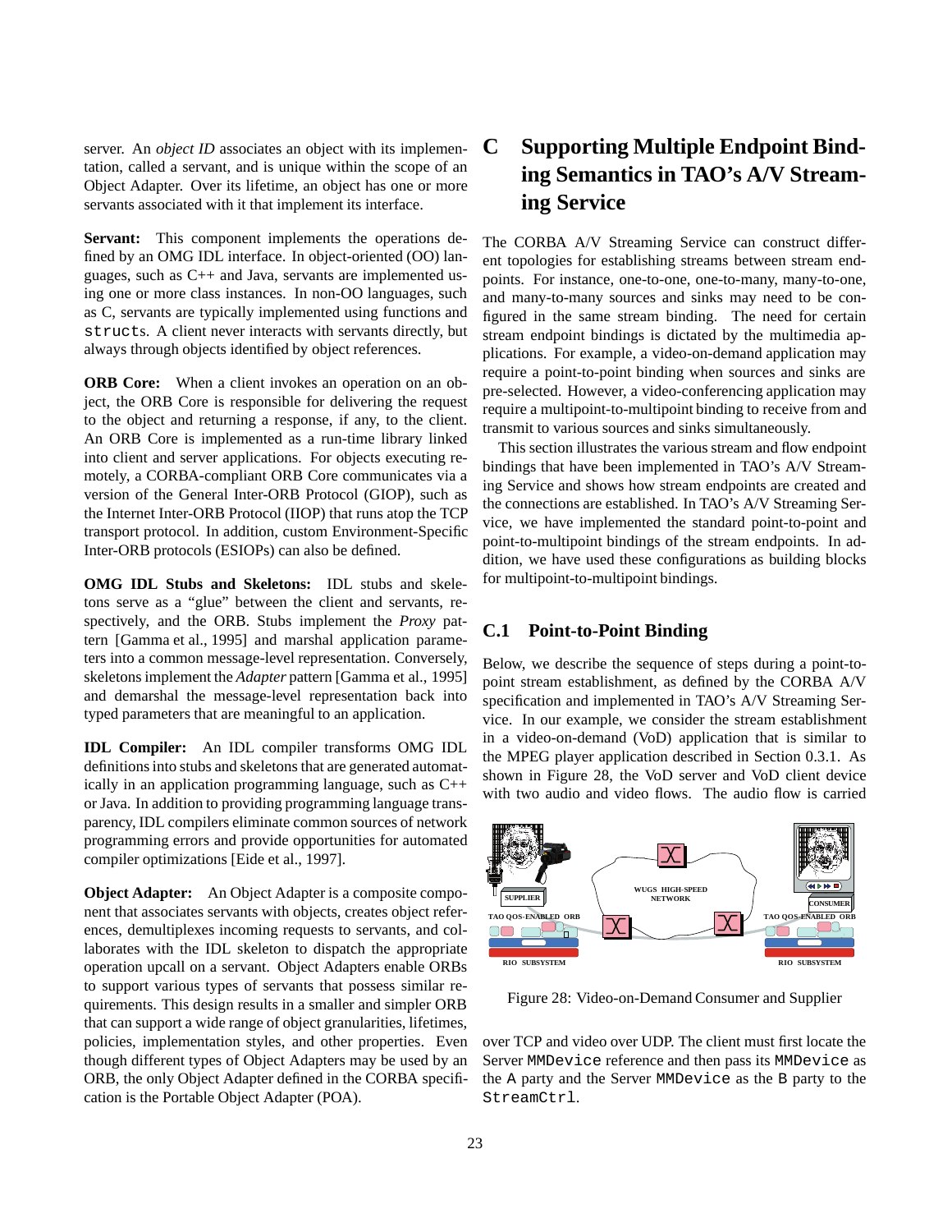server. An *object ID* associates an object with its implementation, called a servant, and is unique within the scope of an Object Adapter. Over its lifetime, an object has one or more servants associated with it that implement its interface.

**Servant:** This component implements the operations defined by an OMG IDL interface. In object-oriented (OO) languages, such as C++ and Java, servants are implemented using one or more class instances. In non-OO languages, such as C, servants are typically implemented using functions and `struct`s. A client never interacts with servants directly, but always through objects identified by object references.

**ORB Core:** When a client invokes an operation on an object, the ORB Core is responsible for delivering the request to the object and returning a response, if any, to the client. An ORB Core is implemented as a run-time library linked into client and server applications. For objects executing remotely, a CORBA-compliant ORB Core communicates via a version of the General Inter-ORB Protocol (GIOP), such as the Internet Inter-ORB Protocol (IIOP) that runs atop the TCP transport protocol. In addition, custom Environment-Specific Inter-ORB protocols (ESIOPs) can also be defined.

**OMG IDL Stubs and Skeletons:** IDL stubs and skeletons serve as a "glue" between the client and servants, respectively, and the ORB. Stubs implement the *Proxy* pattern [Gamma et al., 1995] and marshal application parameters into a common message-level representation. Conversely, skeletons implement the *Adapter* pattern [Gamma et al., 1995] and demarshal the message-level representation back into typed parameters that are meaningful to an application.

**IDL Compiler:** An IDL compiler transforms OMG IDL definitions into stubs and skeletons that are generated automatically in an application programming language, such as C++ or Java. In addition to providing programming language transparency, IDL compilers eliminate common sources of network programming errors and provide opportunities for automated compiler optimizations [Eide et al., 1997].

**Object Adapter:** An Object Adapter is a composite component that associates servants with objects, creates object references, demultiplexes incoming requests to servants, and collaborates with the IDL skeleton to dispatch the appropriate operation upcall on a servant. Object Adapters enable ORBs to support various types of servants that possess similar requirements. This design results in a smaller and simpler ORB that can support a wide range of object granularities, lifetimes, policies, implementation styles, and other properties. Even though different types of Object Adapters may be used by an ORB, the only Object Adapter defined in the CORBA specification is the Portable Object Adapter (POA).

# C Supporting Multiple Endpoint Binding Semantics in TAO's A/V Streaming Service

The CORBA A/V Streaming Service can construct different topologies for establishing streams between stream endpoints. For instance, one-to-one, one-to-many, many-to-one, and many-to-many sources and sinks may need to be configured in the same stream binding. The need for certain stream endpoint bindings is dictated by the multimedia applications. For example, a video-on-demand application may require a point-to-point binding when sources and sinks are pre-selected. However, a video-conferencing application may require a multipoint-to-multipoint binding to receive from and transmit to various sources and sinks simultaneously.

This section illustrates the various stream and flow endpoint bindings that have been implemented in TAO's A/V Streaming Service and shows how stream endpoints are created and the connections are established. In TAO's A/V Streaming Service, we have implemented the standard point-to-point and point-to-multipoint bindings of the stream endpoints. In addition, we have used these configurations as building blocks for multipoint-to-multipoint bindings.

## C.1 Point-to-Point Binding

Below, we describe the sequence of steps during a point-to-point stream establishment, as defined by the CORBA A/V specification and implemented in TAO's A/V Streaming Service. In our example, we consider the stream establishment in a video-on-demand (VoD) application that is similar to the MPEG player application described in Section 0.3.1. As shown in Figure 28, the VoD server and VoD client device with two audio and video flows. The audio flow is carried over TCP and video over UDP. The client must first locate the Server `MMDevice` reference and then pass its `MMDevice` as the `A` party and the Server `MMDevice` as the `B` party to the `StreamCtrl`.

SUPPLIER
TAO QOS-ENABLED ORB
RIO SUBSYSTEM
WUGS HIGH-SPEED NETWORK
CONSUMER
TAO QOS-ENABLED ORB
RIO SUBSYSTEM

Figure 28: Video-on-Demand Consumer and Supplier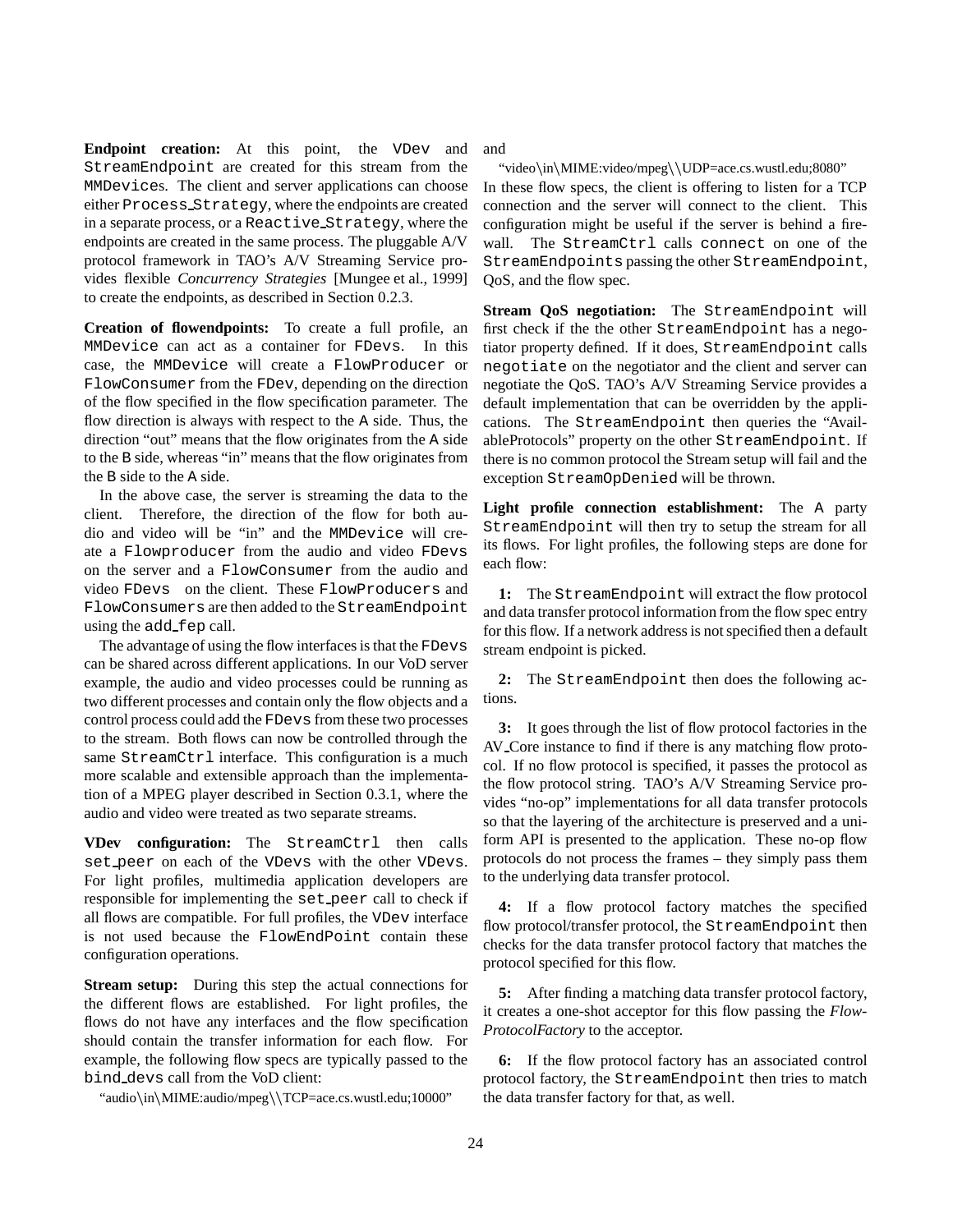**Endpoint creation:** At this point, the VDev and StreamEndpoint are created for this stream from the MMDevices. The client and server applications can choose either Process_Strategy, where the endpoints are created in a separate process, or a Reactive_Strategy, where the endpoints are created in the same process. The pluggable A/V protocol framework in TAO's A/V Streaming Service provides flexible *Concurrency Strategies* [Mungee et al., 1999] to create the endpoints, as described in Section 0.2.3.

**Creation of flowendpoints:** To create a full profile, an MMDevice can act as a container for FDevs. In this case, the MMDevice will create a FlowProducer or FlowConsumer from the FDev, depending on the direction of the flow specified in the flow specification parameter. The flow direction is always with respect to the A side. Thus, the direction "out" means that the flow originates from the A side to the B side, whereas "in" means that the flow originates from the B side to the A side.

In the above case, the server is streaming the data to the client. Therefore, the direction of the flow for both audio and video will be "in" and the MMDevice will create a Flowproducer from the audio and video FDevs on the server and a FlowConsumer from the audio and video FDevs on the client. These FlowProducers and FlowConsumers are then added to the StreamEndpoint using the add_fep call.

The advantage of using the flow interfaces is that the FDevs can be shared across different applications. In our VoD server example, the audio and video processes could be running as two different processes and contain only the flow objects and a control process could add the FDevs from these two processes to the stream. Both flows can now be controlled through the same StreamCtrl interface. This configuration is a much more scalable and extensible approach than the implementation of a MPEG player described in Section 0.3.1, where the audio and video were treated as two separate streams.

**VDev configuration:** The StreamCtrl then calls set_peer on each of the VDevs with the other VDevs. For light profiles, multimedia application developers are responsible for implementing the set_peer call to check if all flows are compatible. For full profiles, the VDev interface is not used because the FlowEndPoint contain these configuration operations.

**Stream setup:** During this step the actual connections for the different flows are established. For light profiles, the flows do not have any interfaces and the flow specification should contain the transfer information for each flow. For example, the following flow specs are typically passed to the bind_devs call from the VoD client:

"audio\in\MIME:audio/mpeg\\TCP=ace.cs.wustl.edu;10000"

and

"video\in\MIME:video/mpeg\\UDP=ace.cs.wustl.edu;8080"

In these flow specs, the client is offering to listen for a TCP connection and the server will connect to the client. This configuration might be useful if the server is behind a firewall. The StreamCtrl calls connect on one of the StreamEndpoints passing the other StreamEndpoint, QoS, and the flow spec.

**Stream QoS negotiation:** The StreamEndpoint will first check if the the other StreamEndpoint has a negotiator property defined. If it does, StreamEndpoint calls negotiate on the negotiator and the client and server can negotiate the QoS. TAO's A/V Streaming Service provides a default implementation that can be overridden by the applications. The StreamEndpoint then queries the "AvailableProtocols" property on the other StreamEndpoint. If there is no common protocol the Stream setup will fail and the exception StreamOpDenied will be thrown.

**Light profile connection establishment:** The A party StreamEndpoint will then try to setup the stream for all its flows. For light profiles, the following steps are done for each flow:

**1:** The StreamEndpoint will extract the flow protocol and data transfer protocol information from the flow spec entry for this flow. If a network address is not specified then a default stream endpoint is picked.

**2:** The StreamEndpoint then does the following actions.

**3:** It goes through the list of flow protocol factories in the AV_Core instance to find if there is any matching flow protocol. If no flow protocol is specified, it passes the protocol as the flow protocol string. TAO's A/V Streaming Service provides "no-op" implementations for all data transfer protocols so that the layering of the architecture is preserved and a uniform API is presented to the application. These no-op flow protocols do not process the frames – they simply pass them to the underlying data transfer protocol.

**4:** If a flow protocol factory matches the specified flow protocol/transfer protocol, the StreamEndpoint then checks for the data transfer protocol factory that matches the protocol specified for this flow.

**5:** After finding a matching data transfer protocol factory, it creates a one-shot acceptor for this flow passing the *FlowProtocolFactory* to the acceptor.

**6:** If the flow protocol factory has an associated control protocol factory, the StreamEndpoint then tries to match the data transfer factory for that, as well.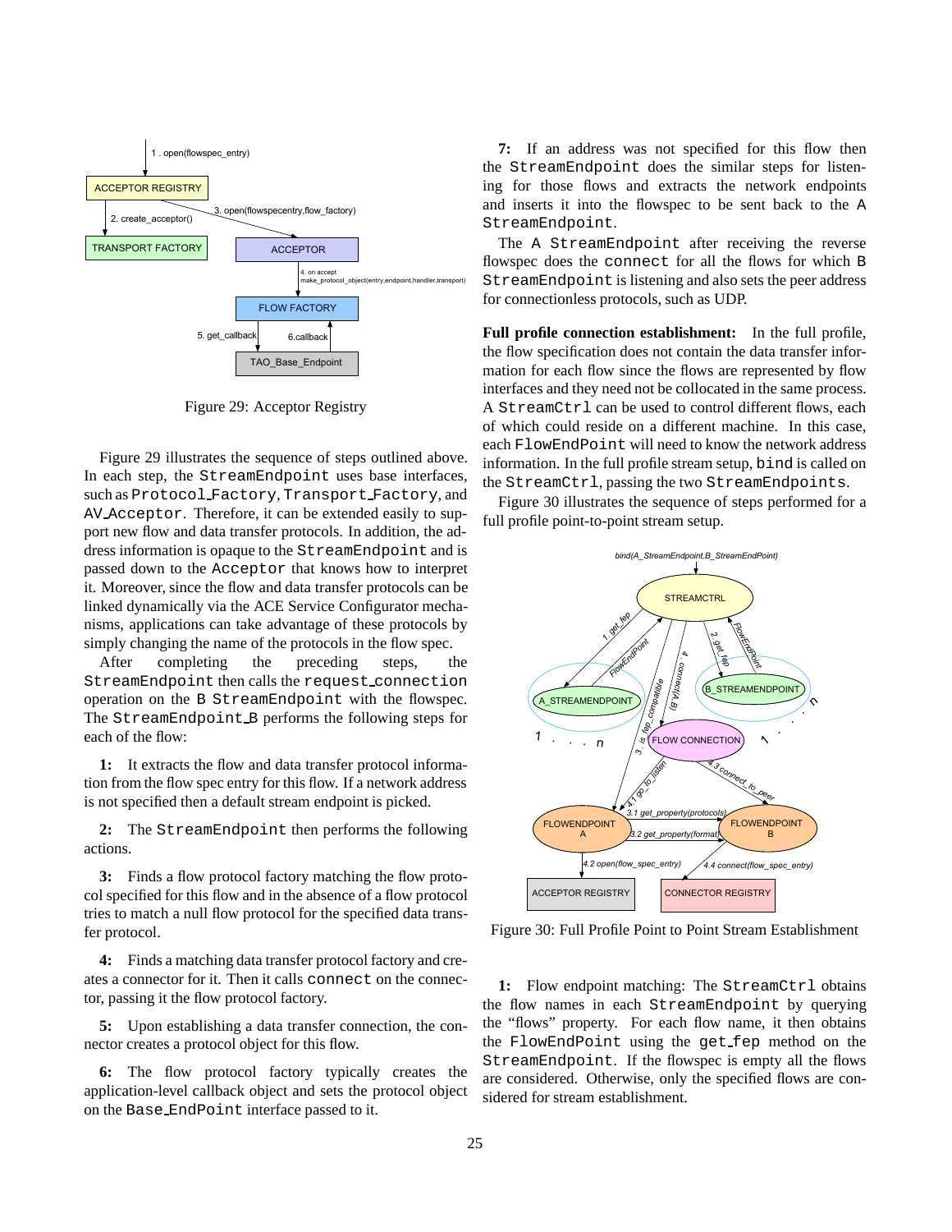Figure 29: Acceptor Registry

Figure 29 illustrates the sequence of steps outlined above. In each step, the StreamEndpoint uses base interfaces, such as Protocol_Factory, Transport_Factory, and AV_Acceptor. Therefore, it can be extended easily to support new flow and data transfer protocols. In addition, the address information is opaque to the StreamEndpoint and is passed down to the Acceptor that knows how to interpret it. Moreover, since the flow and data transfer protocols can be linked dynamically via the ACE Service Configurator mechanisms, applications can take advantage of these protocols by simply changing the name of the protocols in the flow spec.

After completing the preceding steps, the StreamEndpoint then calls the request_connection operation on the B StreamEndpoint with the flowspec. The StreamEndpoint_B performs the following steps for each of the flow:

**1:** It extracts the flow and data transfer protocol information from the flow spec entry for this flow. If a network address is not specified then a default stream endpoint is picked.

**2:** The StreamEndpoint then performs the following actions.

**3:** Finds a flow protocol factory matching the flow protocol specified for this flow and in the absence of a flow protocol tries to match a null flow protocol for the specified data transfer protocol.

**4:** Finds a matching data transfer protocol factory and creates a connector for it. Then it calls connect on the connector, passing it the flow protocol factory.

**5:** Upon establishing a data transfer connection, the connector creates a protocol object for this flow.

**6:** The flow protocol factory typically creates the application-level callback object and sets the protocol object on the Base_EndPoint interface passed to it.

**7:** If an address was not specified for this flow then the StreamEndpoint does the similar steps for listening for those flows and extracts the network endpoints and inserts it into the flowspec to be sent back to the A StreamEndpoint.

The A StreamEndpoint after receiving the reverse flowspec does the connect for all the flows for which B StreamEndpoint is listening and also sets the peer address for connectionless protocols, such as UDP.

**Full profile connection establishment:** In the full profile, the flow specification does not contain the data transfer information for each flow since the flows are represented by flow interfaces and they need not be collocated in the same process. A StreamCtrl can be used to control different flows, each of which could reside on a different machine. In this case, each FlowEndPoint will need to know the network address information. In the full profile stream setup, bind is called on the StreamCtrl, passing the two StreamEndpoints.

Figure 30 illustrates the sequence of steps performed for a full profile point-to-point stream setup.

Figure 30: Full Profile Point to Point Stream Establishment

**1:** Flow endpoint matching: The StreamCtrl obtains the flow names in each StreamEndpoint by querying the "flows" property. For each flow name, it then obtains the FlowEndPoint using the get_fep method on the StreamEndpoint. If the flowspec is empty all the flows are considered. Otherwise, only the specified flows are considered for stream establishment.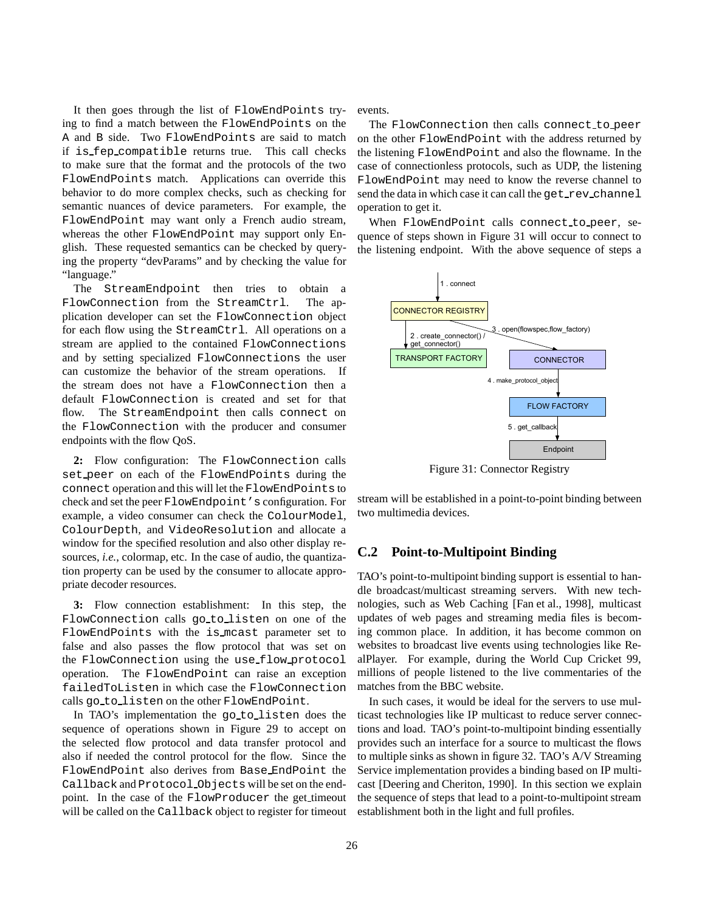It then goes through the list of `FlowEndPoints` trying to find a match between the `FlowEndPoints` on the `A` and `B` side. Two `FlowEndPoints` are said to match if `is_fep_compatible` returns true. This call checks to make sure that the format and the protocols of the two `FlowEndPoints` match. Applications can override this behavior to do more complex checks, such as checking for semantic nuances of device parameters. For example, the `FlowEndPoint` may want only a French audio stream, whereas the other `FlowEndPoint` may support only English. These requested semantics can be checked by querying the property "devParams" and by checking the value for "language."

The `StreamEndpoint` then tries to obtain a `FlowConnection` from the `StreamCtrl`. The application developer can set the `FlowConnection` object for each flow using the `StreamCtrl`. All operations on a stream are applied to the contained `FlowConnections` and by setting specialized `FlowConnections` the user can customize the behavior of the stream operations. If the stream does not have a `FlowConnection` then a default `FlowConnection` is created and set for that flow. The `StreamEndpoint` then calls `connect` on the `FlowConnection` with the producer and consumer endpoints with the flow QoS.

**2:** Flow configuration: The `FlowConnection` calls `set_peer` on each of the `FlowEndPoints` during the `connect` operation and this will let the `FlowEndPoints` to check and set the peer `FlowEndpoint's` configuration. For example, a video consumer can check the `ColourModel`, `ColourDepth`, and `VideoResolution` and allocate a window for the specified resolution and also other display resources, *i.e.*, colormap, etc. In the case of audio, the quantization property can be used by the consumer to allocate appropriate decoder resources.

**3:** Flow connection establishment: In this step, the `FlowConnection` calls `go_to_listen` on one of the `FlowEndPoints` with the `is_mcast` parameter set to false and also passes the flow protocol that was set on the `FlowConnection` using the `use_flow_protocol` operation. The `FlowEndPoint` can raise an exception `failedToListen` in which case the `FlowConnection` calls `go_to_listen` on the other `FlowEndPoint`.

In TAO's implementation the `go_to_listen` does the sequence of operations shown in Figure 29 to accept on the selected flow protocol and data transfer protocol and also if needed the control protocol for the flow. Since the `FlowEndPoint` also derives from `Base_EndPoint` the `Callback` and `Protocol_Objects` will be set on the endpoint. In the case of the `FlowProducer` the get_timeout will be called on the `Callback` object to register for timeout events.

The `FlowConnection` then calls `connect_to_peer` on the other `FlowEndPoint` with the address returned by the listening `FlowEndPoint` and also the flowname. In the case of connectionless protocols, such as UDP, the listening `FlowEndPoint` may need to know the reverse channel to send the data in which case it can call the `get_rev_channel` operation to get it.

When `FlowEndPoint` calls `connect_to_peer`, sequence of steps shown in Figure 31 will occur to connect to the listening endpoint. With the above sequence of steps a stream will be established in a point-to-point binding between two multimedia devices.

Figure 31: Connector Registry

## C.2 Point-to-Multipoint Binding

TAO's point-to-multipoint binding support is essential to handle broadcast/multicast streaming servers. With new technologies, such as Web Caching [Fan et al., 1998], multicast updates of web pages and streaming media files is becoming common place. In addition, it has become common on websites to broadcast live events using technologies like RealPlayer. For example, during the World Cup Cricket 99, millions of people listened to the live commentaries of the matches from the BBC website.

In such cases, it would be ideal for the servers to use multicast technologies like IP multicast to reduce server connections and load. TAO's point-to-multipoint binding essentially provides such an interface for a source to multicast the flows to multiple sinks as shown in figure 32. TAO's A/V Streaming Service implementation provides a binding based on IP multicast [Deering and Cheriton, 1990]. In this section we explain the sequence of steps that lead to a point-to-multipoint stream establishment both in the light and full profiles.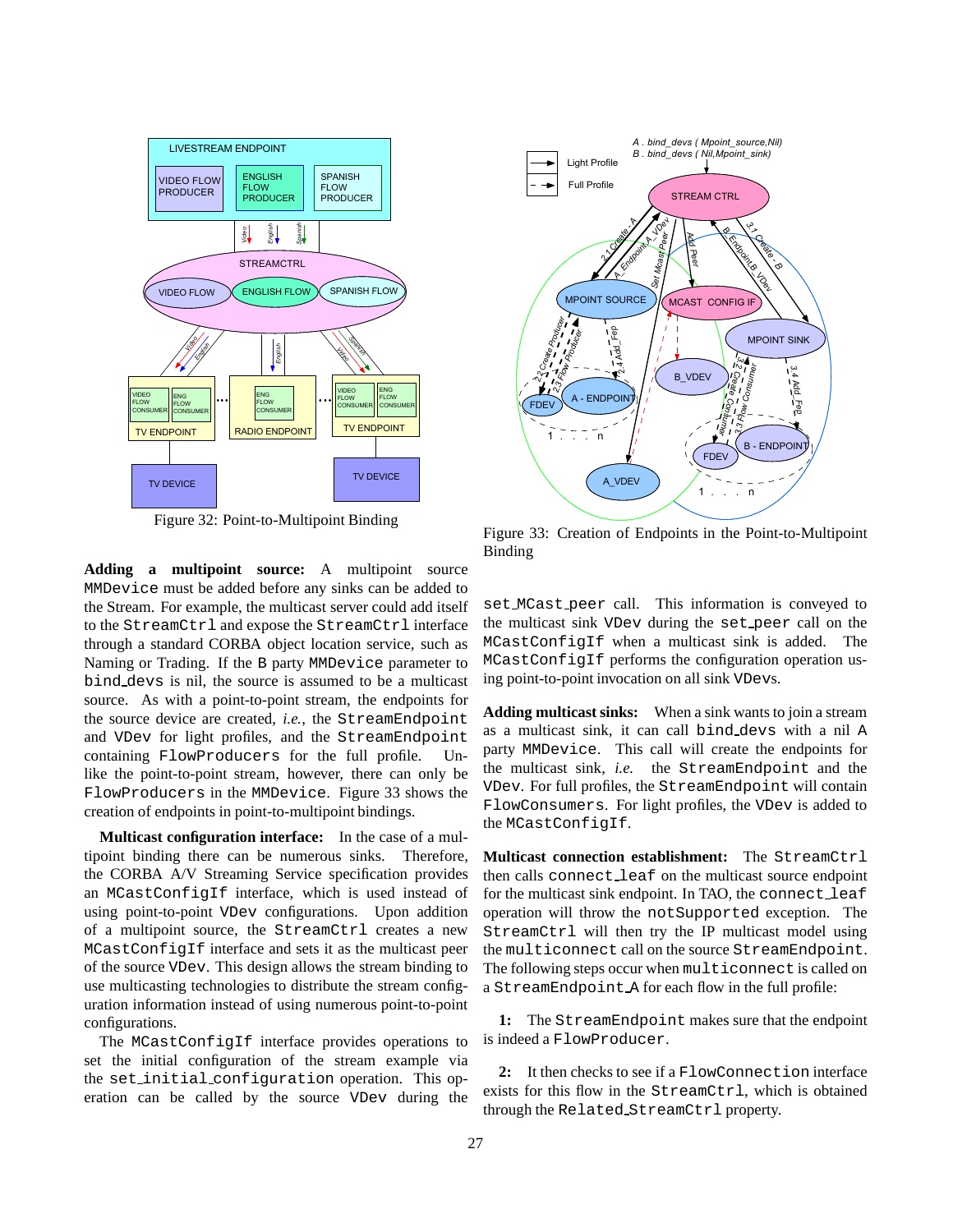Figure 32: Point-to-Multipoint Binding

Figure 33: Creation of Endpoints in the Point-to-Multipoint Binding

**Adding a multipoint source:** A multipoint source `MMDevice` must be added before any sinks can be added to the Stream. For example, the multicast server could add itself to the `StreamCtrl` and expose the `StreamCtrl` interface through a standard CORBA object location service, such as Naming or Trading. If the `B` party `MMDevice` parameter to `bind_devs` is nil, the source is assumed to be a multicast source. As with a point-to-point stream, the endpoints for the source device are created, *i.e.*, the `StreamEndpoint` and `VDev` for light profiles, and the `StreamEndpoint` containing `FlowProducers` for the full profile. Unlike the point-to-point stream, however, there can only be `FlowProducers` in the `MMDevice`. Figure 33 shows the creation of endpoints in point-to-multipoint bindings.

**Multicast configuration interface:** In the case of a multipoint binding there can be numerous sinks. Therefore, the CORBA A/V Streaming Service specification provides an `MCastConfigIf` interface, which is used instead of using point-to-point `VDev` configurations. Upon addition of a multipoint source, the `StreamCtrl` creates a new `MCastConfigIf` interface and sets it as the multicast peer of the source `VDev`. This design allows the stream binding to use multicasting technologies to distribute the stream configuration information instead of using numerous point-to-point configurations.

The `MCastConfigIf` interface provides operations to set the initial configuration of the stream example via the `set_initial_configuration` operation. This operation can be called by the source `VDev` during the `set_MCast_peer` call. This information is conveyed to the multicast sink `VDev` during the `set_peer` call on the `MCastConfigIf` when a multicast sink is added. The `MCastConfigIf` performs the configuration operation using point-to-point invocation on all sink `VDevs`.

**Adding multicast sinks:** When a sink wants to join a stream as a multicast sink, it can call `bind_devs` with a nil `A` party `MMDevice`. This call will create the endpoints for the multicast sink, *i.e.* the `StreamEndpoint` and the `VDev`. For full profiles, the `StreamEndpoint` will contain `FlowConsumers`. For light profiles, the `VDev` is added to the `MCastConfigIf`.

**Multicast connection establishment:** The `StreamCtrl` then calls `connect_leaf` on the multicast source endpoint for the multicast sink endpoint. In TAO, the `connect_leaf` operation will throw the `notSupported` exception. The `StreamCtrl` will then try the IP multicast model using the `multiconnect` call on the source `StreamEndpoint`. The following steps occur when `multiconnect` is called on a `StreamEndpoint_A` for each flow in the full profile:

**1:** The `StreamEndpoint` makes sure that the endpoint is indeed a `FlowProducer`.

**2:** It then checks to see if a `FlowConnection` interface exists for this flow in the `StreamCtrl`, which is obtained through the `Related_StreamCtrl` property.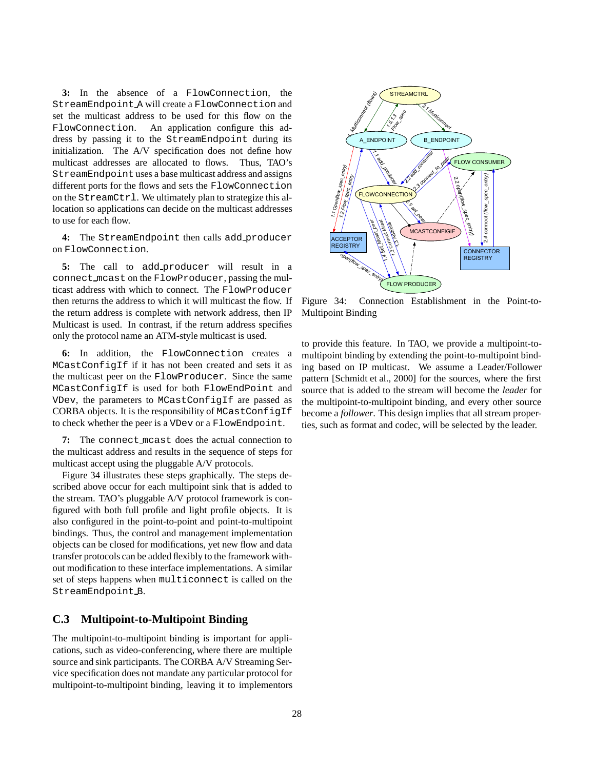**3:** In the absence of a FlowConnection, the StreamEndpoint_A will create a FlowConnection and set the multicast address to be used for this flow on the FlowConnection. An application configure this address by passing it to the StreamEndpoint during its initialization. The A/V specification does not define how multicast addresses are allocated to flows. Thus, TAO's StreamEndpoint uses a base multicast address and assigns different ports for the flows and sets the FlowConnection on the StreamCtrl. We ultimately plan to strategize this allocation so applications can decide on the multicast addresses to use for each flow.

**4:** The StreamEndpoint then calls add_producer on FlowConnection.

**5:** The call to add_producer will result in a connect_mcast on the FlowProducer, passing the multicast address with which to connect. The FlowProducer then returns the address to which it will multicast the flow. If the return address is complete with network address, then IP Multicast is used. In contrast, if the return address specifies only the protocol name an ATM-style multicast is used.

**6:** In addition, the FlowConnection creates a MCastConfigIf if it has not been created and sets it as the multicast peer on the FlowProducer. Since the same MCastConfigIf is used for both FlowEndPoint and VDev, the parameters to MCastConfigIf are passed as CORBA objects. It is the responsibility of MCastConfigIf to check whether the peer is a VDev or a FlowEndpoint.

**7:** The connect_mcast does the actual connection to the multicast address and results in the sequence of steps for multicast accept using the pluggable A/V protocols.

Figure 34 illustrates these steps graphically. The steps described above occur for each multipoint sink that is added to the stream. TAO's pluggable A/V protocol framework is configured with both full profile and light profile objects. It is also configured in the point-to-point and point-to-multipoint bindings. Thus, the control and management implementation objects can be closed for modifications, yet new flow and data transfer protocols can be added flexibly to the framework without modification to these interface implementations. A similar set of steps happens when multiconnect is called on the StreamEndpoint_B.

STREAMCTRL
1 Multiconnect (flows)
1.5,1.3 Flow_spec
2.1 Multiconnect
A_ENDPOINT
B_ENDPOINT
FLOW CONSUMER
1.1 add_producer
2.2 add_consumer
2.3 connect_to_peer
1.1 Open(flow_spec_entry)
1.2 Flow_spec_entry
FLOWCONNECTION
2.2 open(flow_spec_entry)
2.4 connect (flow_spec_entry)
2.5 set_peer
1.4 Set_Mcast_peer
1.2 Connect_Mcast
1.3 address
MCASTCONFIGIF
ACCEPTOR REGISTRY
CONNECTOR REGISTRY
open(flow_spec_entry)
FLOW PRODUCER

Figure 34: Connection Establishment in the Point-to-Multipoint Binding

## C.3 Multipoint-to-Multipoint Binding

The multipoint-to-multipoint binding is important for applications, such as video-conferencing, where there are multiple source and sink participants. The CORBA A/V Streaming Service specification does not mandate any particular protocol for multipoint-to-multipoint binding, leaving it to implementors to provide this feature. In TAO, we provide a multipoint-to-multipoint binding by extending the point-to-multipoint binding based on IP multicast. We assume a Leader/Follower pattern [Schmidt et al., 2000] for the sources, where the first source that is added to the stream will become the *leader* for the multipoint-to-multipoint binding, and every other source become a *follower*. This design implies that all stream properties, such as format and codec, will be selected by the leader.